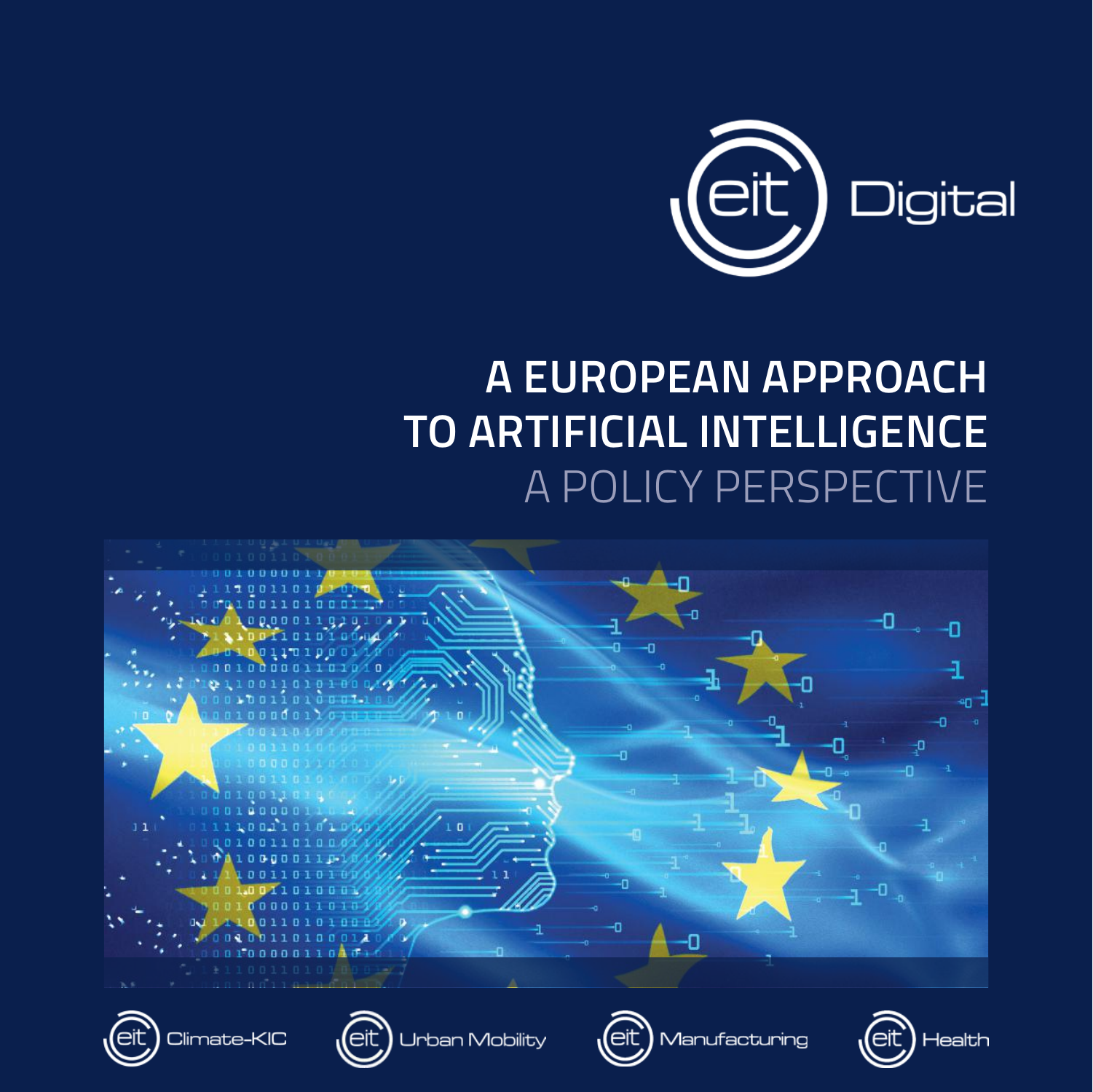eit Digital

# A EUROPEAN APPROACH TO ARTIFICIAL INTELLIGENCE

## A POLICY PERSPECTIVE

eit Climate-KIC

eit Urban Mobility

eit Manufacturing

eit Health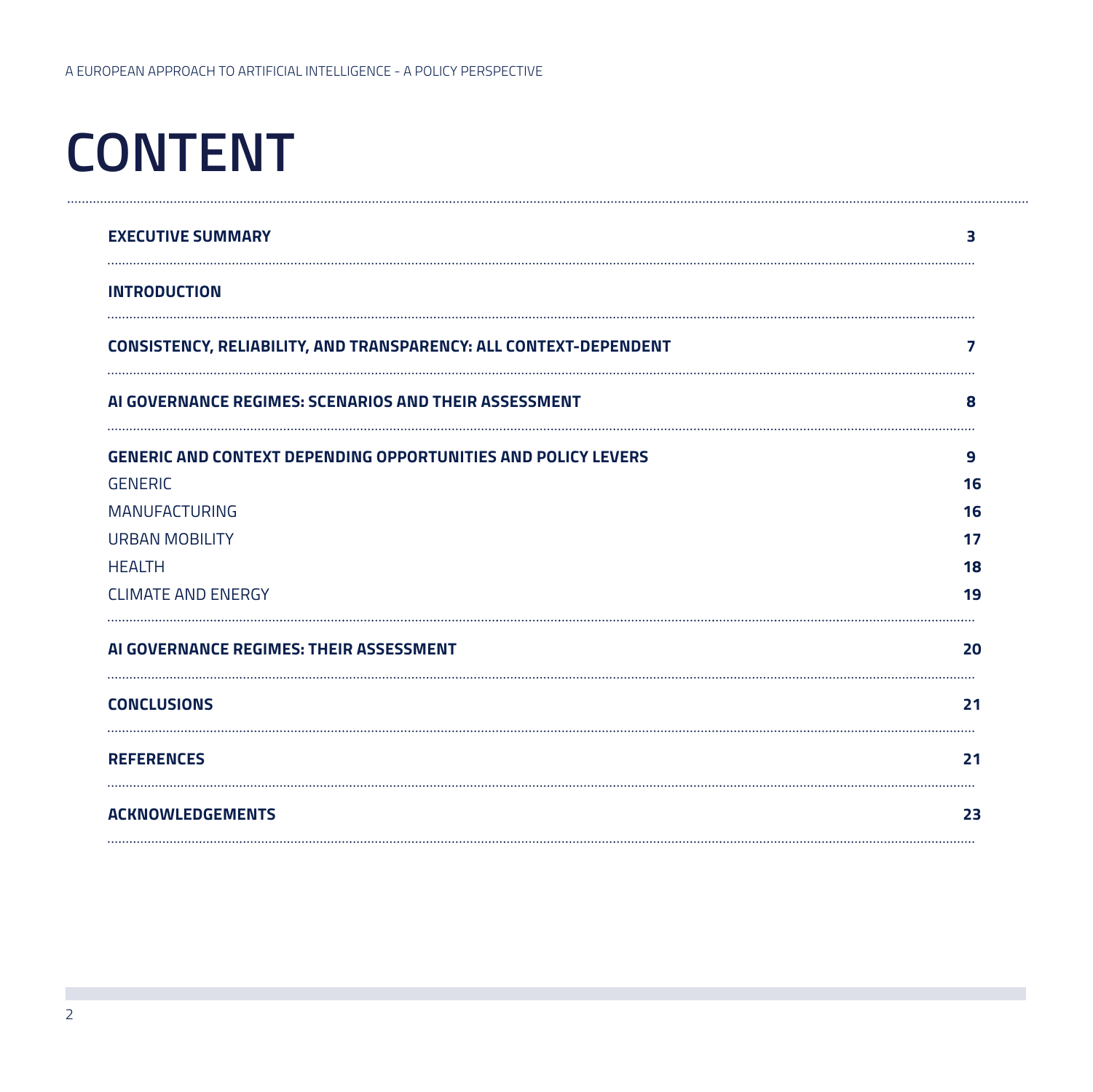# CONTENT

| | |
|---|---|
| **EXECUTIVE SUMMARY** | **3** |
| **INTRODUCTION** | |
| **CONSISTENCY, RELIABILITY, AND TRANSPARENCY: ALL CONTEXT-DEPENDENT** | **7** |
| **AI GOVERNANCE REGIMES: SCENARIOS AND THEIR ASSESSMENT** | **8** |
| **GENERIC AND CONTEXT DEPENDING OPPORTUNITIES AND POLICY LEVERS** | **9** |
| GENERIC | **16** |
| MANUFACTURING | **16** |
| URBAN MOBILITY | **17** |
| HEALTH | **18** |
| CLIMATE AND ENERGY | **19** |
| **AI GOVERNANCE REGIMES: THEIR ASSESSMENT** | **20** |
| **CONCLUSIONS** | **21** |
| **REFERENCES** | **21** |
| **ACKNOWLEDGEMENTS** | **23** |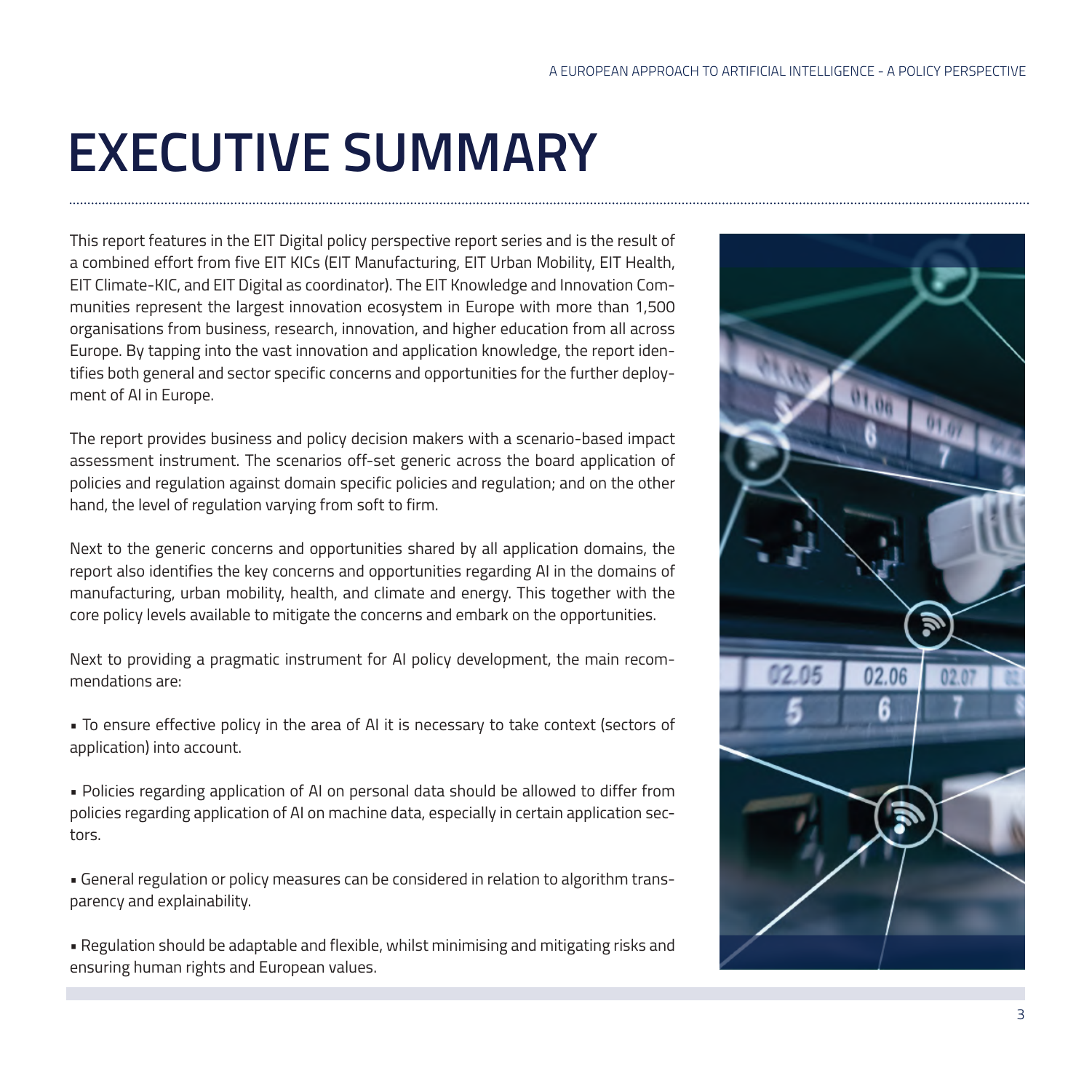# EXECUTIVE SUMMARY

This report features in the EIT Digital policy perspective report series and is the result of a combined effort from five EIT KICs (EIT Manufacturing, EIT Urban Mobility, EIT Health, EIT Climate-KIC, and EIT Digital as coordinator). The EIT Knowledge and Innovation Communities represent the largest innovation ecosystem in Europe with more than 1,500 organisations from business, research, innovation, and higher education from all across Europe. By tapping into the vast innovation and application knowledge, the report identifies both general and sector specific concerns and opportunities for the further deployment of AI in Europe.

The report provides business and policy decision makers with a scenario-based impact assessment instrument. The scenarios off-set generic across the board application of policies and regulation against domain specific policies and regulation; and on the other hand, the level of regulation varying from soft to firm.

Next to the generic concerns and opportunities shared by all application domains, the report also identifies the key concerns and opportunities regarding AI in the domains of manufacturing, urban mobility, health, and climate and energy. This together with the core policy levels available to mitigate the concerns and embark on the opportunities.

Next to providing a pragmatic instrument for AI policy development, the main recommendations are:

- To ensure effective policy in the area of AI it is necessary to take context (sectors of application) into account.

- Policies regarding application of AI on personal data should be allowed to differ from policies regarding application of AI on machine data, especially in certain application sectors.

- General regulation or policy measures can be considered in relation to algorithm transparency and explainability.

- Regulation should be adaptable and flexible, whilst minimising and mitigating risks and ensuring human rights and European values.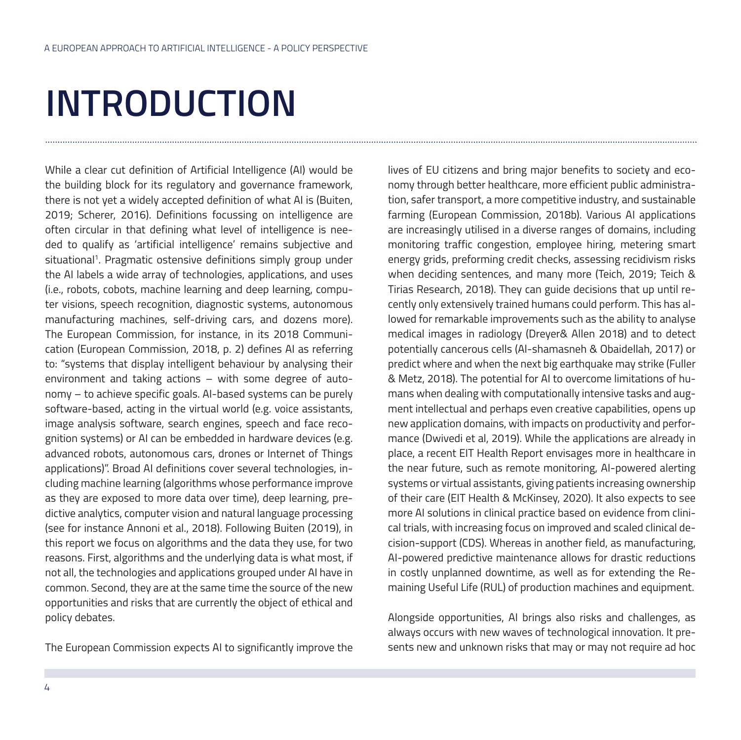# INTRODUCTION

While a clear cut definition of Artificial Intelligence (AI) would be the building block for its regulatory and governance framework, there is not yet a widely accepted definition of what AI is (Buiten, 2019; Scherer, 2016). Definitions focussing on intelligence are often circular in that defining what level of intelligence is needed to qualify as 'artificial intelligence' remains subjective and situational[1]. Pragmatic ostensive definitions simply group under the AI labels a wide array of technologies, applications, and uses (i.e., robots, cobots, machine learning and deep learning, computer visions, speech recognition, diagnostic systems, autonomous manufacturing machines, self-driving cars, and dozens more). The European Commission, for instance, in its 2018 Communication (European Commission, 2018, p. 2) defines AI as referring to: "systems that display intelligent behaviour by analysing their environment and taking actions – with some degree of autonomy – to achieve specific goals. AI-based systems can be purely software-based, acting in the virtual world (e.g. voice assistants, image analysis software, search engines, speech and face recognition systems) or AI can be embedded in hardware devices (e.g. advanced robots, autonomous cars, drones or Internet of Things applications)". Broad AI definitions cover several technologies, including machine learning (algorithms whose performance improve as they are exposed to more data over time), deep learning, predictive analytics, computer vision and natural language processing (see for instance Annoni et al., 2018). Following Buiten (2019), in this report we focus on algorithms and the data they use, for two reasons. First, algorithms and the underlying data is what most, if not all, the technologies and applications grouped under AI have in common. Second, they are at the same time the source of the new opportunities and risks that are currently the object of ethical and policy debates.

The European Commission expects AI to significantly improve the lives of EU citizens and bring major benefits to society and economy through better healthcare, more efficient public administration, safer transport, a more competitive industry, and sustainable farming (European Commission, 2018b). Various AI applications are increasingly utilised in a diverse ranges of domains, including monitoring traffic congestion, employee hiring, metering smart energy grids, preforming credit checks, assessing recidivism risks when deciding sentences, and many more (Teich, 2019; Teich & Tirias Research, 2018). They can guide decisions that up until recently only extensively trained humans could perform. This has allowed for remarkable improvements such as the ability to analyse medical images in radiology (Dreyer& Allen 2018) and to detect potentially cancerous cells (Al-shamasneh & Obaidellah, 2017) or predict where and when the next big earthquake may strike (Fuller & Metz, 2018). The potential for AI to overcome limitations of humans when dealing with computationally intensive tasks and augment intellectual and perhaps even creative capabilities, opens up new application domains, with impacts on productivity and performance (Dwivedi et al, 2019). While the applications are already in place, a recent EIT Health Report envisages more in healthcare in the near future, such as remote monitoring, AI-powered alerting systems or virtual assistants, giving patients increasing ownership of their care (EIT Health & McKinsey, 2020). It also expects to see more AI solutions in clinical practice based on evidence from clinical trials, with increasing focus on improved and scaled clinical decision-support (CDS). Whereas in another field, as manufacturing, AI-powered predictive maintenance allows for drastic reductions in costly unplanned downtime, as well as for extending the Remaining Useful Life (RUL) of production machines and equipment.

Alongside opportunities, AI brings also risks and challenges, as always occurs with new waves of technological innovation. It presents new and unknown risks that may or may not require ad hoc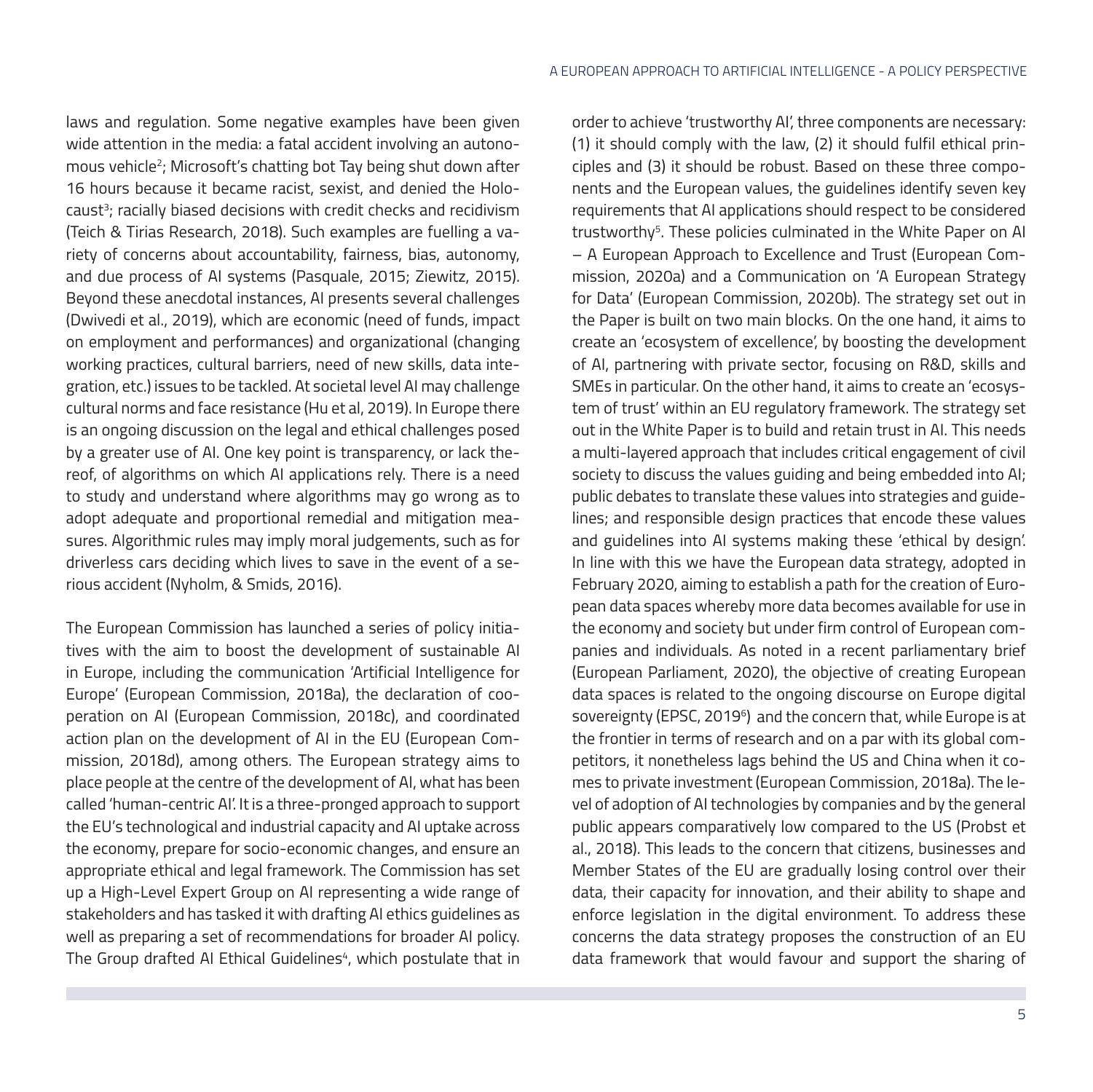laws and regulation. Some negative examples have been given wide attention in the media: a fatal accident involving an autonomous vehicle[2]; Microsoft's chatting bot Tay being shut down after 16 hours because it became racist, sexist, and denied the Holocaust[3]; racially biased decisions with credit checks and recidivism (Teich & Tirias Research, 2018). Such examples are fuelling a variety of concerns about accountability, fairness, bias, autonomy, and due process of AI systems (Pasquale, 2015; Ziewitz, 2015). Beyond these anecdotal instances, AI presents several challenges (Dwivedi et al., 2019), which are economic (need of funds, impact on employment and performances) and organizational (changing working practices, cultural barriers, need of new skills, data integration, etc.) issues to be tackled. At societal level AI may challenge cultural norms and face resistance (Hu et al, 2019). In Europe there is an ongoing discussion on the legal and ethical challenges posed by a greater use of AI. One key point is transparency, or lack thereof, of algorithms on which AI applications rely. There is a need to study and understand where algorithms may go wrong as to adopt adequate and proportional remedial and mitigation measures. Algorithmic rules may imply moral judgements, such as for driverless cars deciding which lives to save in the event of a serious accident (Nyholm, & Smids, 2016).

The European Commission has launched a series of policy initiatives with the aim to boost the development of sustainable AI in Europe, including the communication 'Artificial Intelligence for Europe' (European Commission, 2018a), the declaration of cooperation on AI (European Commission, 2018c), and coordinated action plan on the development of AI in the EU (European Commission, 2018d), among others. The European strategy aims to place people at the centre of the development of AI, what has been called 'human-centric AI'. It is a three-pronged approach to support the EU's technological and industrial capacity and AI uptake across the economy, prepare for socio-economic changes, and ensure an appropriate ethical and legal framework. The Commission has set up a High-Level Expert Group on AI representing a wide range of stakeholders and has tasked it with drafting AI ethics guidelines as well as preparing a set of recommendations for broader AI policy. The Group drafted AI Ethical Guidelines[4], which postulate that in order to achieve 'trustworthy AI', three components are necessary: (1) it should comply with the law, (2) it should fulfil ethical principles and (3) it should be robust. Based on these three components and the European values, the guidelines identify seven key requirements that AI applications should respect to be considered trustworthy[5]. These policies culminated in the White Paper on AI – A European Approach to Excellence and Trust (European Commission, 2020a) and a Communication on 'A European Strategy for Data' (European Commission, 2020b). The strategy set out in the Paper is built on two main blocks. On the one hand, it aims to create an 'ecosystem of excellence', by boosting the development of AI, partnering with private sector, focusing on R&D, skills and SMEs in particular. On the other hand, it aims to create an 'ecosystem of trust' within an EU regulatory framework. The strategy set out in the White Paper is to build and retain trust in AI. This needs a multi-layered approach that includes critical engagement of civil society to discuss the values guiding and being embedded into AI; public debates to translate these values into strategies and guidelines; and responsible design practices that encode these values and guidelines into AI systems making these 'ethical by design'. In line with this we have the European data strategy, adopted in February 2020, aiming to establish a path for the creation of European data spaces whereby more data becomes available for use in the economy and society but under firm control of European companies and individuals. As noted in a recent parliamentary brief (European Parliament, 2020), the objective of creating European data spaces is related to the ongoing discourse on Europe digital sovereignty (EPSC, 2019[6]) and the concern that, while Europe is at the frontier in terms of research and on a par with its global competitors, it nonetheless lags behind the US and China when it comes to private investment (European Commission, 2018a). The level of adoption of AI technologies by companies and by the general public appears comparatively low compared to the US (Probst et al., 2018). This leads to the concern that citizens, businesses and Member States of the EU are gradually losing control over their data, their capacity for innovation, and their ability to shape and enforce legislation in the digital environment. To address these concerns the data strategy proposes the construction of an EU data framework that would favour and support the sharing of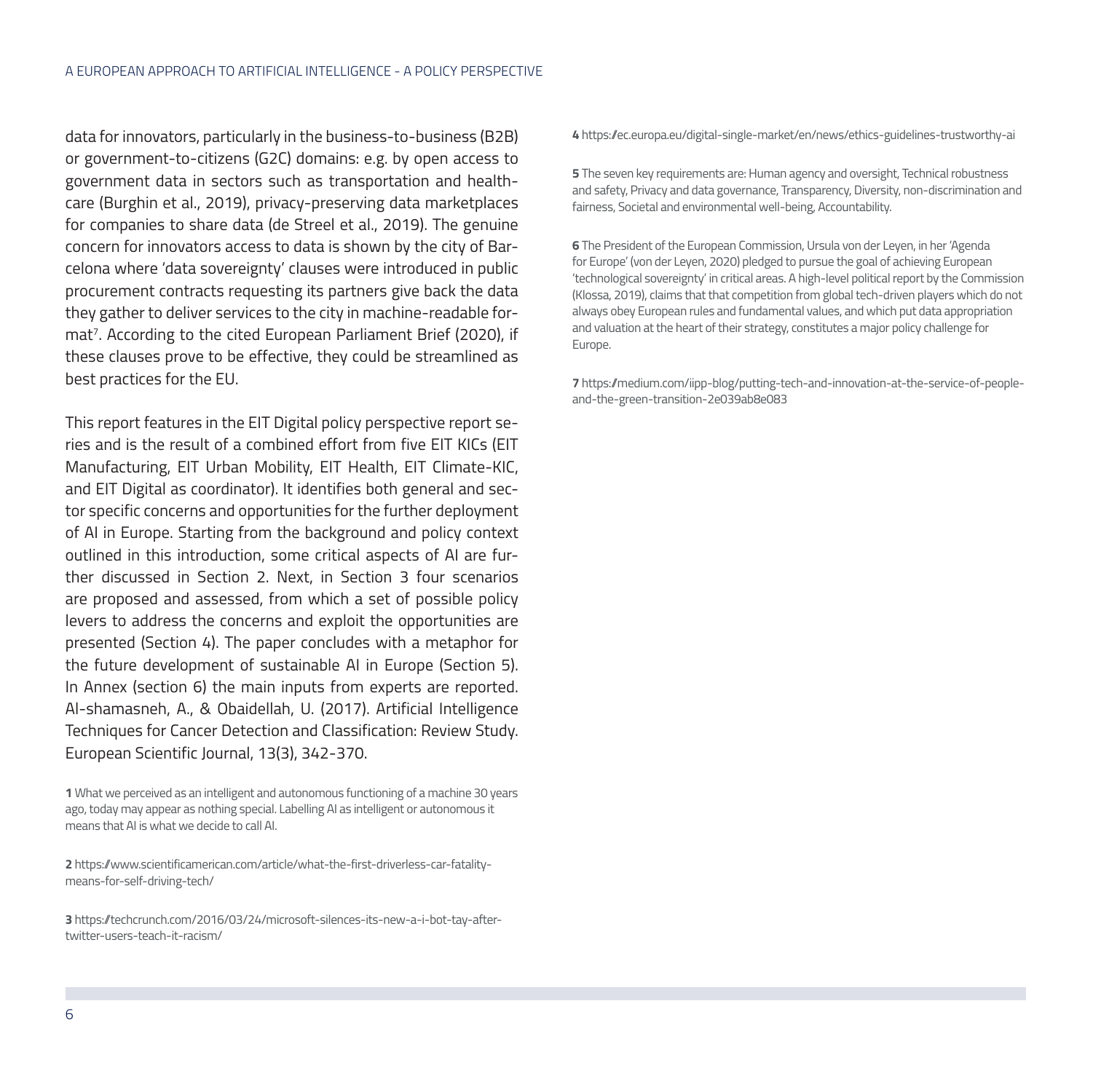data for innovators, particularly in the business-to-business (B2B) or government-to-citizens (G2C) domains: e.g. by open access to government data in sectors such as transportation and healthcare (Burghin et al., 2019), privacy-preserving data marketplaces for companies to share data (de Streel et al., 2019). The genuine concern for innovators access to data is shown by the city of Barcelona where 'data sovereignty' clauses were introduced in public procurement contracts requesting its partners give back the data they gather to deliver services to the city in machine-readable format[7]. According to the cited European Parliament Brief (2020), if these clauses prove to be effective, they could be streamlined as best practices for the EU.

This report features in the EIT Digital policy perspective report series and is the result of a combined effort from five EIT KICs (EIT Manufacturing, EIT Urban Mobility, EIT Health, EIT Climate-KIC, and EIT Digital as coordinator). It identifies both general and sector specific concerns and opportunities for the further deployment of AI in Europe. Starting from the background and policy context outlined in this introduction, some critical aspects of AI are further discussed in Section 2. Next, in Section 3 four scenarios are proposed and assessed, from which a set of possible policy levers to address the concerns and exploit the opportunities are presented (Section 4). The paper concludes with a metaphor for the future development of sustainable AI in Europe (Section 5). In Annex (section 6) the main inputs from experts are reported. Al-shamasneh, A., & Obaidellah, U. (2017). Artificial Intelligence Techniques for Cancer Detection and Classification: Review Study. European Scientific Journal, 13(3), 342-370.

**1** What we perceived as an intelligent and autonomous functioning of a machine 30 years ago, today may appear as nothing special. Labelling AI as intelligent or autonomous it means that AI is what we decide to call AI.

**2** https://www.scientificamerican.com/article/what-the-first-driverless-car-fatality-means-for-self-driving-tech/

**3** https://techcrunch.com/2016/03/24/microsoft-silences-its-new-a-i-bot-tay-after-twitter-users-teach-it-racism/

**4** https://ec.europa.eu/digital-single-market/en/news/ethics-guidelines-trustworthy-ai

**5** The seven key requirements are: Human agency and oversight, Technical robustness and safety, Privacy and data governance, Transparency, Diversity, non-discrimination and fairness, Societal and environmental well-being, Accountability.

**6** The President of the European Commission, Ursula von der Leyen, in her 'Agenda for Europe' (von der Leyen, 2020) pledged to pursue the goal of achieving European 'technological sovereignty' in critical areas. A high-level political report by the Commission (Klossa, 2019), claims that that competition from global tech-driven players which do not always obey European rules and fundamental values, and which put data appropriation and valuation at the heart of their strategy, constitutes a major policy challenge for Europe.

**7** https://medium.com/iipp-blog/putting-tech-and-innovation-at-the-service-of-people-and-the-green-transition-2e039ab8e083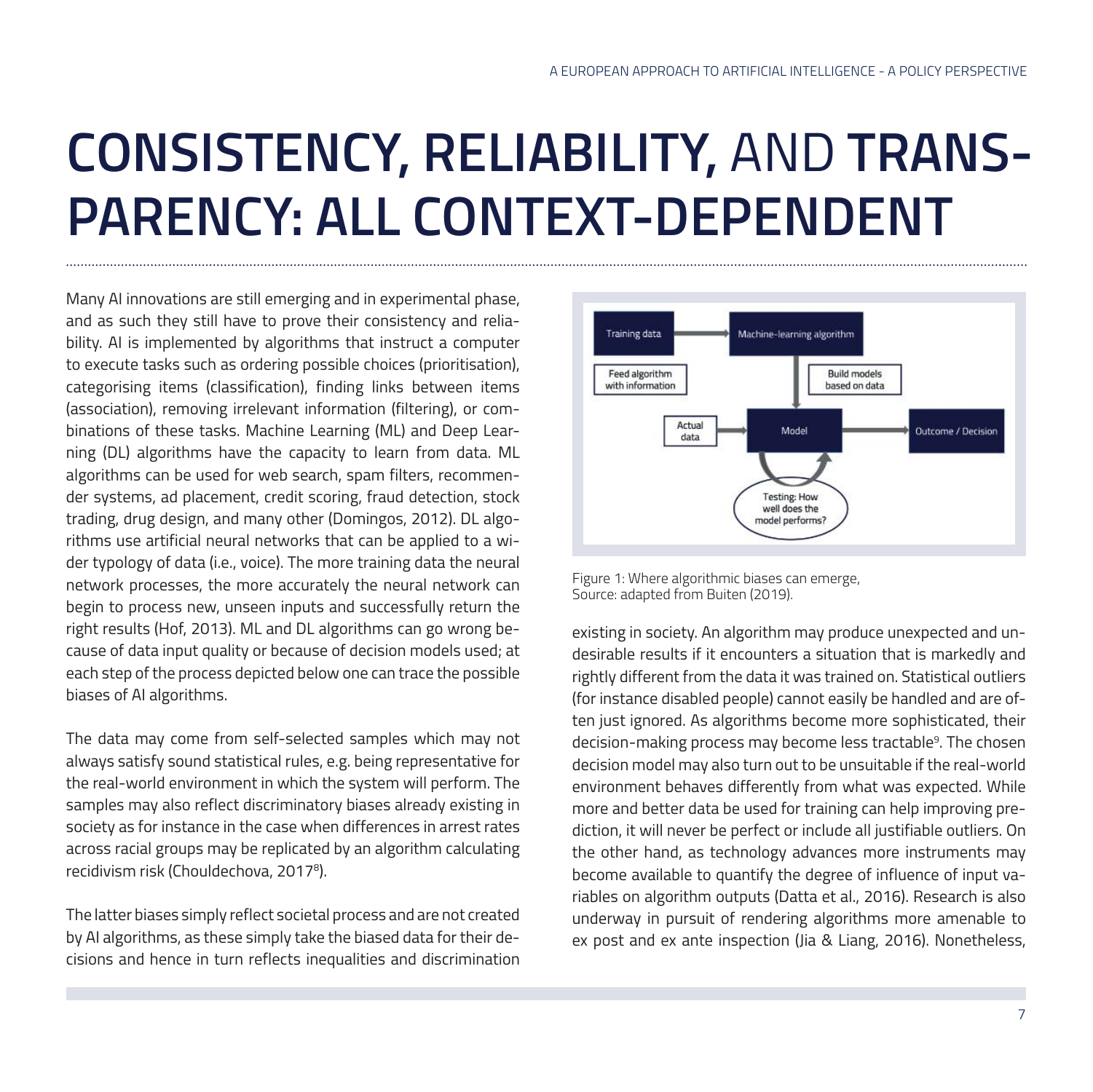# CONSISTENCY, RELIABILITY, AND TRANSPARENCY: ALL CONTEXT-DEPENDENT

Many AI innovations are still emerging and in experimental phase, and as such they still have to prove their consistency and reliability. AI is implemented by algorithms that instruct a computer to execute tasks such as ordering possible choices (prioritisation), categorising items (classification), finding links between items (association), removing irrelevant information (filtering), or combinations of these tasks. Machine Learning (ML) and Deep Learning (DL) algorithms have the capacity to learn from data. ML algorithms can be used for web search, spam filters, recommender systems, ad placement, credit scoring, fraud detection, stock trading, drug design, and many other (Domingos, 2012). DL algorithms use artificial neural networks that can be applied to a wider typology of data (i.e., voice). The more training data the neural network processes, the more accurately the neural network can begin to process new, unseen inputs and successfully return the right results (Hof, 2013). ML and DL algorithms can go wrong because of data input quality or because of decision models used; at each step of the process depicted below one can trace the possible biases of AI algorithms.

The data may come from self-selected samples which may not always satisfy sound statistical rules, e.g. being representative for the real-world environment in which the system will perform. The samples may also reflect discriminatory biases already existing in society as for instance in the case when differences in arrest rates across racial groups may be replicated by an algorithm calculating recidivism risk (Chouldechova, 2017[8]).

The latter biases simply reflect societal process and are not created by AI algorithms, as these simply take the biased data for their decisions and hence in turn reflects inequalities and discrimination existing in society. An algorithm may produce unexpected and undesirable results if it encounters a situation that is markedly and rightly different from the data it was trained on. Statistical outliers (for instance disabled people) cannot easily be handled and are often just ignored. As algorithms become more sophisticated, their decision-making process may become less tractable[9]. The chosen decision model may also turn out to be unsuitable if the real-world environment behaves differently from what was expected. While more and better data be used for training can help improving prediction, it will never be perfect or include all justifiable outliers. On the other hand, as technology advances more instruments may become available to quantify the degree of influence of input variables on algorithm outputs (Datta et al., 2016). Research is also underway in pursuit of rendering algorithms more amenable to ex post and ex ante inspection (Jia & Liang, 2016). Nonetheless,

Figure 1: Where algorithmic biases can emerge,
Source: adapted from Buiten (2019).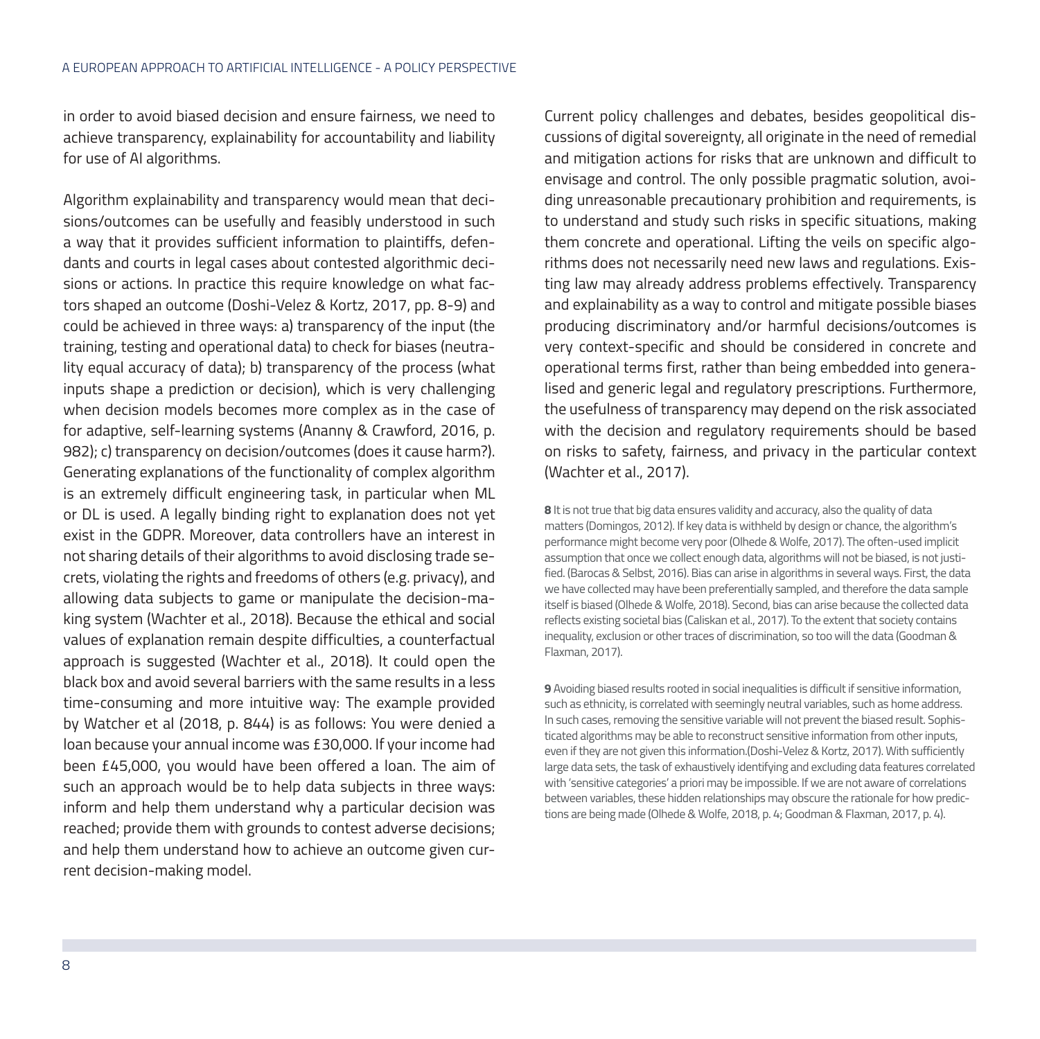in order to avoid biased decision and ensure fairness, we need to achieve transparency, explainability for accountability and liability for use of AI algorithms.

Algorithm explainability and transparency would mean that decisions/outcomes can be usefully and feasibly understood in such a way that it provides sufficient information to plaintiffs, defendants and courts in legal cases about contested algorithmic decisions or actions. In practice this require knowledge on what factors shaped an outcome (Doshi-Velez & Kortz, 2017, pp. 8-9) and could be achieved in three ways: a) transparency of the input (the training, testing and operational data) to check for biases (neutrality equal accuracy of data); b) transparency of the process (what inputs shape a prediction or decision), which is very challenging when decision models becomes more complex as in the case of for adaptive, self-learning systems (Ananny & Crawford, 2016, p. 982); c) transparency on decision/outcomes (does it cause harm?). Generating explanations of the functionality of complex algorithm is an extremely difficult engineering task, in particular when ML or DL is used. A legally binding right to explanation does not yet exist in the GDPR. Moreover, data controllers have an interest in not sharing details of their algorithms to avoid disclosing trade secrets, violating the rights and freedoms of others (e.g. privacy), and allowing data subjects to game or manipulate the decision-making system (Wachter et al., 2018). Because the ethical and social values of explanation remain despite difficulties, a counterfactual approach is suggested (Wachter et al., 2018). It could open the black box and avoid several barriers with the same results in a less time-consuming and more intuitive way: The example provided by Watcher et al (2018, p. 844) is as follows: You were denied a loan because your annual income was £30,000. If your income had been £45,000, you would have been offered a loan. The aim of such an approach would be to help data subjects in three ways: inform and help them understand why a particular decision was reached; provide them with grounds to contest adverse decisions; and help them understand how to achieve an outcome given current decision-making model.

Current policy challenges and debates, besides geopolitical discussions of digital sovereignty, all originate in the need of remedial and mitigation actions for risks that are unknown and difficult to envisage and control. The only possible pragmatic solution, avoiding unreasonable precautionary prohibition and requirements, is to understand and study such risks in specific situations, making them concrete and operational. Lifting the veils on specific algorithms does not necessarily need new laws and regulations. Existing law may already address problems effectively. Transparency and explainability as a way to control and mitigate possible biases producing discriminatory and/or harmful decisions/outcomes is very context-specific and should be considered in concrete and operational terms first, rather than being embedded into generalised and generic legal and regulatory prescriptions. Furthermore, the usefulness of transparency may depend on the risk associated with the decision and regulatory requirements should be based on risks to safety, fairness, and privacy in the particular context (Wachter et al., 2017).

**8** It is not true that big data ensures validity and accuracy, also the quality of data matters (Domingos, 2012). If key data is withheld by design or chance, the algorithm's performance might become very poor (Olhede & Wolfe, 2017). The often-used implicit assumption that once we collect enough data, algorithms will not be biased, is not justified. (Barocas & Selbst, 2016). Bias can arise in algorithms in several ways. First, the data we have collected may have been preferentially sampled, and therefore the data sample itself is biased (Olhede & Wolfe, 2018). Second, bias can arise because the collected data reflects existing societal bias (Caliskan et al., 2017). To the extent that society contains inequality, exclusion or other traces of discrimination, so too will the data (Goodman & Flaxman, 2017).

**9** Avoiding biased results rooted in social inequalities is difficult if sensitive information, such as ethnicity, is correlated with seemingly neutral variables, such as home address. In such cases, removing the sensitive variable will not prevent the biased result. Sophisticated algorithms may be able to reconstruct sensitive information from other inputs, even if they are not given this information.(Doshi-Velez & Kortz, 2017). With sufficiently large data sets, the task of exhaustively identifying and excluding data features correlated with 'sensitive categories' a priori may be impossible. If we are not aware of correlations between variables, these hidden relationships may obscure the rationale for how predictions are being made (Olhede & Wolfe, 2018, p. 4; Goodman & Flaxman, 2017, p. 4).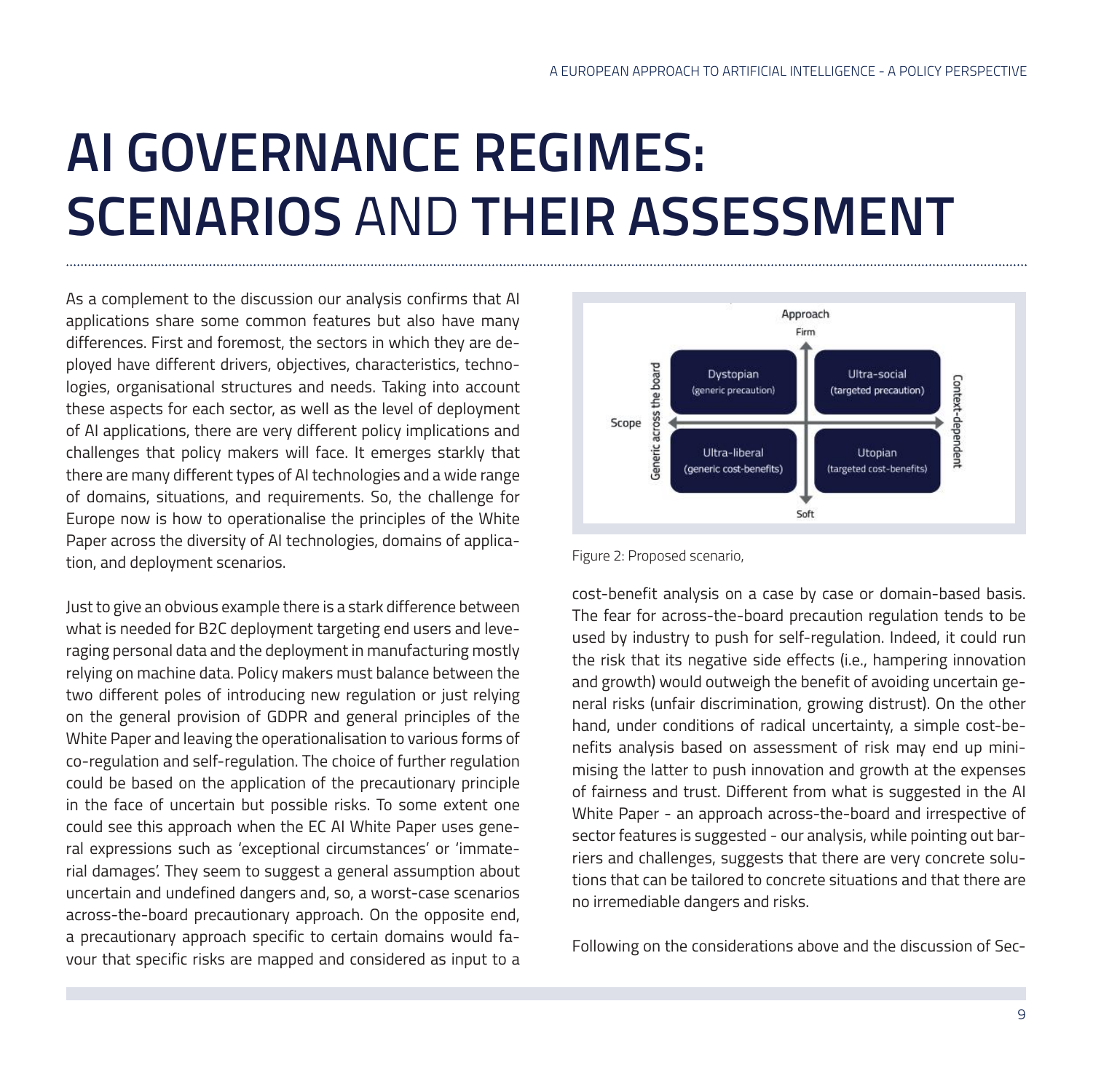# AI GOVERNANCE REGIMES: SCENARIOS AND THEIR ASSESSMENT

As a complement to the discussion our analysis confirms that AI applications share some common features but also have many differences. First and foremost, the sectors in which they are deployed have different drivers, objectives, characteristics, technologies, organisational structures and needs. Taking into account these aspects for each sector, as well as the level of deployment of AI applications, there are very different policy implications and challenges that policy makers will face. It emerges starkly that there are many different types of AI technologies and a wide range of domains, situations, and requirements. So, the challenge for Europe now is how to operationalise the principles of the White Paper across the diversity of AI technologies, domains of application, and deployment scenarios.

Just to give an obvious example there is a stark difference between what is needed for B2C deployment targeting end users and leveraging personal data and the deployment in manufacturing mostly relying on machine data. Policy makers must balance between the two different poles of introducing new regulation or just relying on the general provision of GDPR and general principles of the White Paper and leaving the operationalisation to various forms of co-regulation and self-regulation. The choice of further regulation could be based on the application of the precautionary principle in the face of uncertain but possible risks. To some extent one could see this approach when the EC AI White Paper uses general expressions such as 'exceptional circumstances' or 'immaterial damages'. They seem to suggest a general assumption about uncertain and undefined dangers and, so, a worst-case scenarios across-the-board precautionary approach. On the opposite end, a precautionary approach specific to certain domains would favour that specific risks are mapped and considered as input to a cost-benefit analysis on a case by case or domain-based basis. The fear for across-the-board precaution regulation tends to be used by industry to push for self-regulation. Indeed, it could run the risk that its negative side effects (i.e., hampering innovation and growth) would outweigh the benefit of avoiding uncertain general risks (unfair discrimination, growing distrust). On the other hand, under conditions of radical uncertainty, a simple cost-benefits analysis based on assessment of risk may end up minimising the latter to push innovation and growth at the expenses of fairness and trust. Different from what is suggested in the AI White Paper - an approach across-the-board and irrespective of sector features is suggested - our analysis, while pointing out barriers and challenges, suggests that there are very concrete solutions that can be tailored to concrete situations and that there are no irremediable dangers and risks.

Figure 2: Proposed scenario,

Following on the considerations above and the discussion of Sec-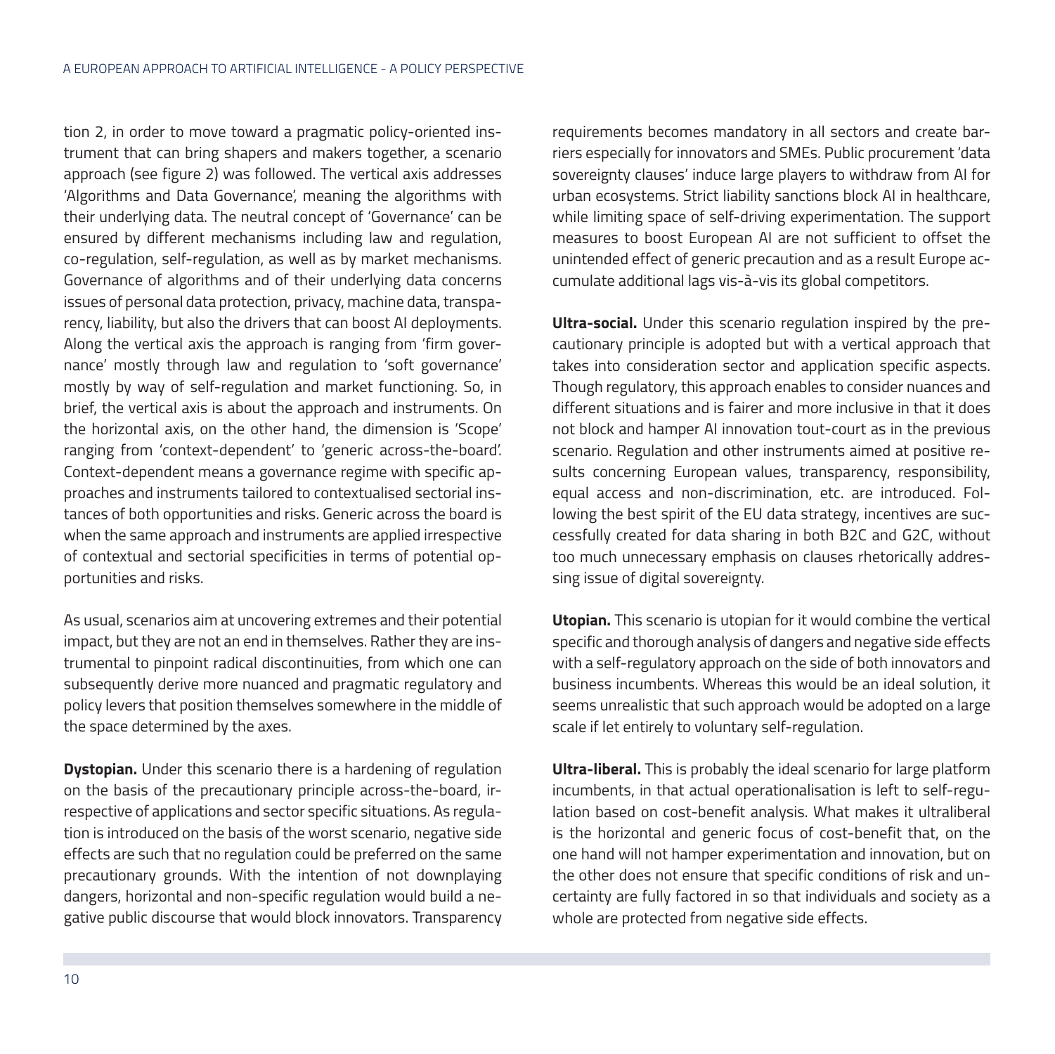tion 2, in order to move toward a pragmatic policy-oriented instrument that can bring shapers and makers together, a scenario approach (see figure 2) was followed. The vertical axis addresses 'Algorithms and Data Governance', meaning the algorithms with their underlying data. The neutral concept of 'Governance' can be ensured by different mechanisms including law and regulation, co-regulation, self-regulation, as well as by market mechanisms. Governance of algorithms and of their underlying data concerns issues of personal data protection, privacy, machine data, transparency, liability, but also the drivers that can boost AI deployments. Along the vertical axis the approach is ranging from 'firm governance' mostly through law and regulation to 'soft governance' mostly by way of self-regulation and market functioning. So, in brief, the vertical axis is about the approach and instruments. On the horizontal axis, on the other hand, the dimension is 'Scope' ranging from 'context-dependent' to 'generic across-the-board'. Context-dependent means a governance regime with specific approaches and instruments tailored to contextualised sectorial instances of both opportunities and risks. Generic across the board is when the same approach and instruments are applied irrespective of contextual and sectorial specificities in terms of potential opportunities and risks.

As usual, scenarios aim at uncovering extremes and their potential impact, but they are not an end in themselves. Rather they are instrumental to pinpoint radical discontinuities, from which one can subsequently derive more nuanced and pragmatic regulatory and policy levers that position themselves somewhere in the middle of the space determined by the axes.

**Dystopian.** Under this scenario there is a hardening of regulation on the basis of the precautionary principle across-the-board, irrespective of applications and sector specific situations. As regulation is introduced on the basis of the worst scenario, negative side effects are such that no regulation could be preferred on the same precautionary grounds. With the intention of not downplaying dangers, horizontal and non-specific regulation would build a negative public discourse that would block innovators. Transparency requirements becomes mandatory in all sectors and create barriers especially for innovators and SMEs. Public procurement 'data sovereignty clauses' induce large players to withdraw from AI for urban ecosystems. Strict liability sanctions block AI in healthcare, while limiting space of self-driving experimentation. The support measures to boost European AI are not sufficient to offset the unintended effect of generic precaution and as a result Europe accumulate additional lags vis-à-vis its global competitors.

**Ultra-social.** Under this scenario regulation inspired by the precautionary principle is adopted but with a vertical approach that takes into consideration sector and application specific aspects. Though regulatory, this approach enables to consider nuances and different situations and is fairer and more inclusive in that it does not block and hamper AI innovation tout-court as in the previous scenario. Regulation and other instruments aimed at positive results concerning European values, transparency, responsibility, equal access and non-discrimination, etc. are introduced. Following the best spirit of the EU data strategy, incentives are successfully created for data sharing in both B2C and G2C, without too much unnecessary emphasis on clauses rhetorically addressing issue of digital sovereignty.

**Utopian.** This scenario is utopian for it would combine the vertical specific and thorough analysis of dangers and negative side effects with a self-regulatory approach on the side of both innovators and business incumbents. Whereas this would be an ideal solution, it seems unrealistic that such approach would be adopted on a large scale if let entirely to voluntary self-regulation.

**Ultra-liberal.** This is probably the ideal scenario for large platform incumbents, in that actual operationalisation is left to self-regulation based on cost-benefit analysis. What makes it ultraliberal is the horizontal and generic focus of cost-benefit that, on the one hand will not hamper experimentation and innovation, but on the other does not ensure that specific conditions of risk and uncertainty are fully factored in so that individuals and society as a whole are protected from negative side effects.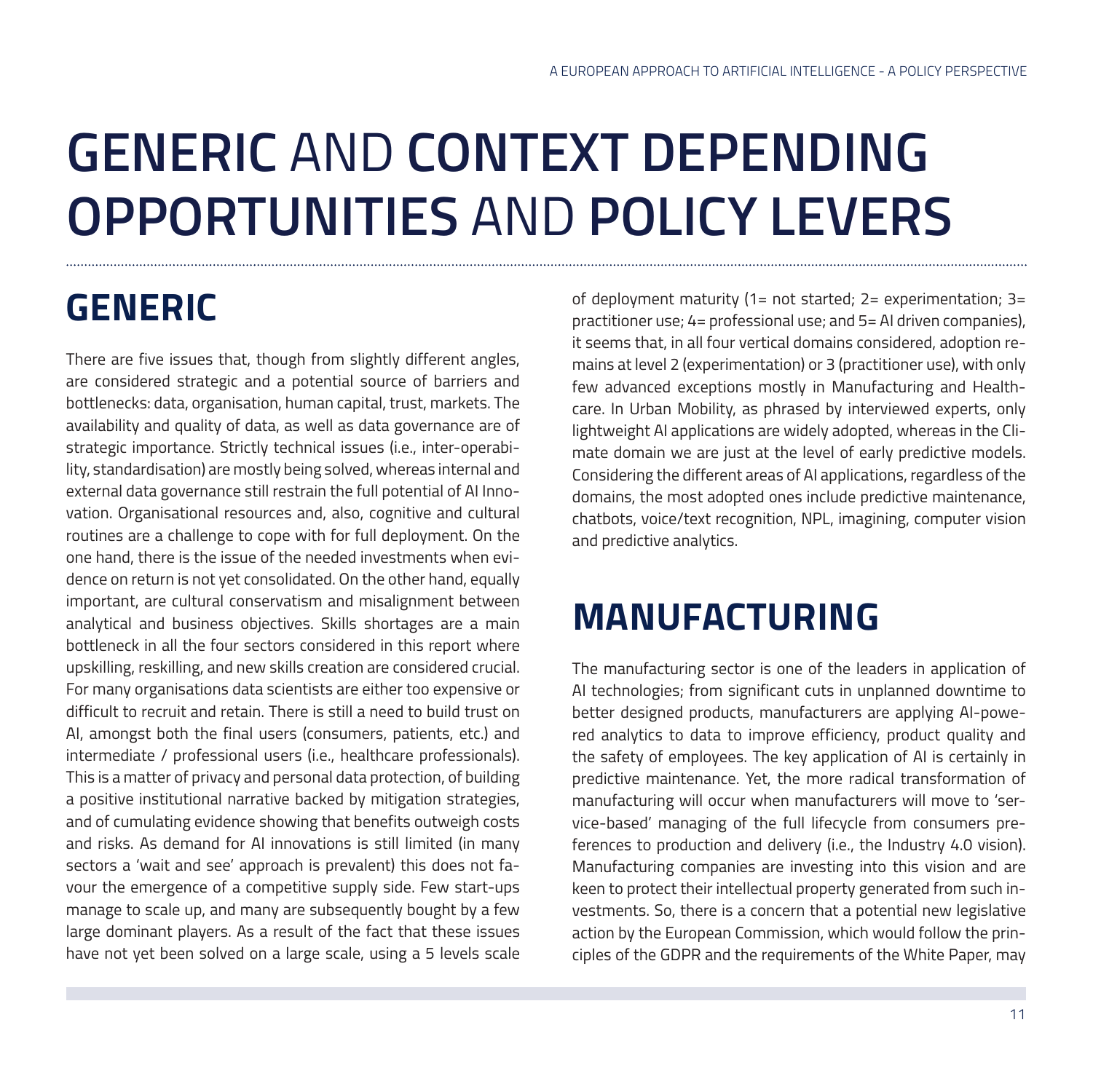# **GENERIC** AND **CONTEXT DEPENDING OPPORTUNITIES** AND **POLICY LEVERS**

## GENERIC

There are five issues that, though from slightly different angles, are considered strategic and a potential source of barriers and bottlenecks: data, organisation, human capital, trust, markets. The availability and quality of data, as well as data governance are of strategic importance. Strictly technical issues (i.e., inter-operability, standardisation) are mostly being solved, whereas internal and external data governance still restrain the full potential of AI Innovation. Organisational resources and, also, cognitive and cultural routines are a challenge to cope with for full deployment. On the one hand, there is the issue of the needed investments when evidence on return is not yet consolidated. On the other hand, equally important, are cultural conservatism and misalignment between analytical and business objectives. Skills shortages are a main bottleneck in all the four sectors considered in this report where upskilling, reskilling, and new skills creation are considered crucial. For many organisations data scientists are either too expensive or difficult to recruit and retain. There is still a need to build trust on AI, amongst both the final users (consumers, patients, etc.) and intermediate / professional users (i.e., healthcare professionals). This is a matter of privacy and personal data protection, of building a positive institutional narrative backed by mitigation strategies, and of cumulating evidence showing that benefits outweigh costs and risks. As demand for AI innovations is still limited (in many sectors a 'wait and see' approach is prevalent) this does not favour the emergence of a competitive supply side. Few start-ups manage to scale up, and many are subsequently bought by a few large dominant players. As a result of the fact that these issues have not yet been solved on a large scale, using a 5 levels scale of deployment maturity (1= not started; 2= experimentation; 3= practitioner use; 4= professional use; and 5= AI driven companies), it seems that, in all four vertical domains considered, adoption remains at level 2 (experimentation) or 3 (practitioner use), with only few advanced exceptions mostly in Manufacturing and Healthcare. In Urban Mobility, as phrased by interviewed experts, only lightweight AI applications are widely adopted, whereas in the Climate domain we are just at the level of early predictive models. Considering the different areas of AI applications, regardless of the domains, the most adopted ones include predictive maintenance, chatbots, voice/text recognition, NPL, imagining, computer vision and predictive analytics.

## MANUFACTURING

The manufacturing sector is one of the leaders in application of AI technologies; from significant cuts in unplanned downtime to better designed products, manufacturers are applying AI-powered analytics to data to improve efficiency, product quality and the safety of employees. The key application of AI is certainly in predictive maintenance. Yet, the more radical transformation of manufacturing will occur when manufacturers will move to 'service-based' managing of the full lifecycle from consumers preferences to production and delivery (i.e., the Industry 4.0 vision). Manufacturing companies are investing into this vision and are keen to protect their intellectual property generated from such investments. So, there is a concern that a potential new legislative action by the European Commission, which would follow the principles of the GDPR and the requirements of the White Paper, may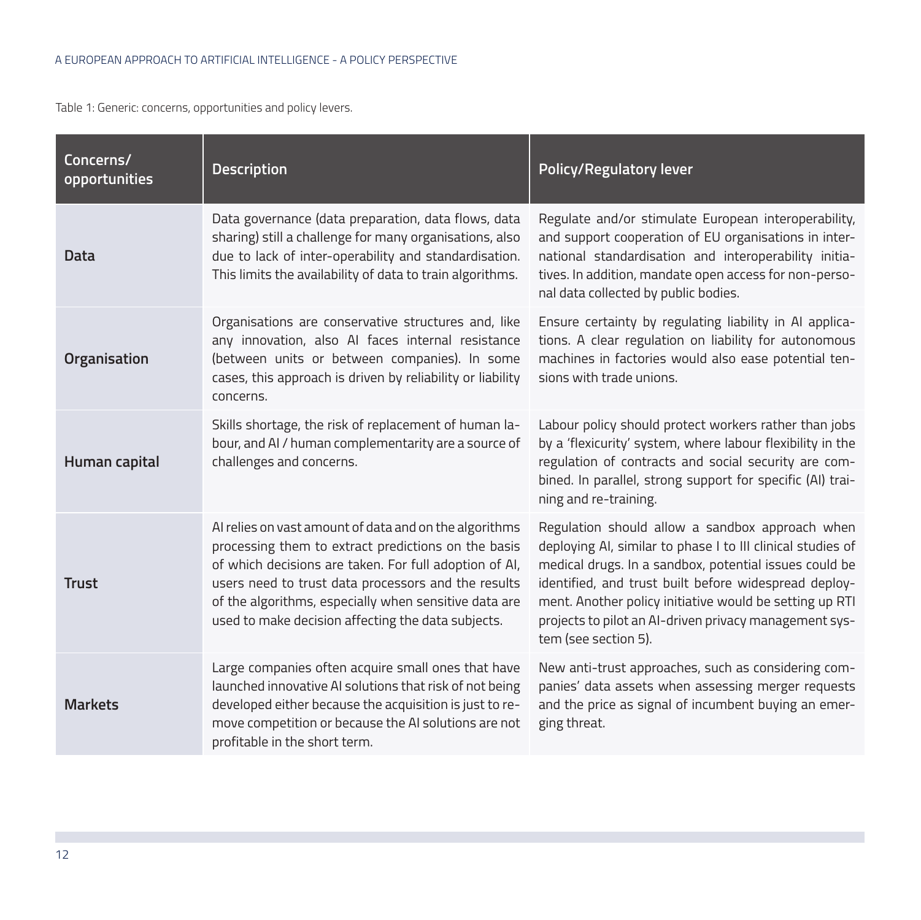Table 1: Generic: concerns, opportunities and policy levers.

| Concerns/ opportunities | Description | Policy/Regulatory lever |
| --- | --- | --- |
| **Data** | Data governance (data preparation, data flows, data sharing) still a challenge for many organisations, also due to lack of inter-operability and standardisation. This limits the availability of data to train algorithms. | Regulate and/or stimulate European interoperability, and support cooperation of EU organisations in international standardisation and interoperability initiatives. In addition, mandate open access for non-personal data collected by public bodies. |
| **Organisation** | Organisations are conservative structures and, like any innovation, also AI faces internal resistance (between units or between companies). In some cases, this approach is driven by reliability or liability concerns. | Ensure certainty by regulating liability in AI applications. A clear regulation on liability for autonomous machines in factories would also ease potential tensions with trade unions. |
| **Human capital** | Skills shortage, the risk of replacement of human labour, and AI / human complementarity are a source of challenges and concerns. | Labour policy should protect workers rather than jobs by a 'flexicurity' system, where labour flexibility in the regulation of contracts and social security are combined. In parallel, strong support for specific (AI) training and re-training. |
| **Trust** | AI relies on vast amount of data and on the algorithms processing them to extract predictions on the basis of which decisions are taken. For full adoption of AI, users need to trust data processors and the results of the algorithms, especially when sensitive data are used to make decision affecting the data subjects. | Regulation should allow a sandbox approach when deploying AI, similar to phase I to III clinical studies of medical drugs. In a sandbox, potential issues could be identified, and trust built before widespread deployment. Another policy initiative would be setting up RTI projects to pilot an AI-driven privacy management system (see section 5). |
| **Markets** | Large companies often acquire small ones that have launched innovative AI solutions that risk of not being developed either because the acquisition is just to remove competition or because the AI solutions are not profitable in the short term. | New anti-trust approaches, such as considering companies' data assets when assessing merger requests and the price as signal of incumbent buying an emerging threat. |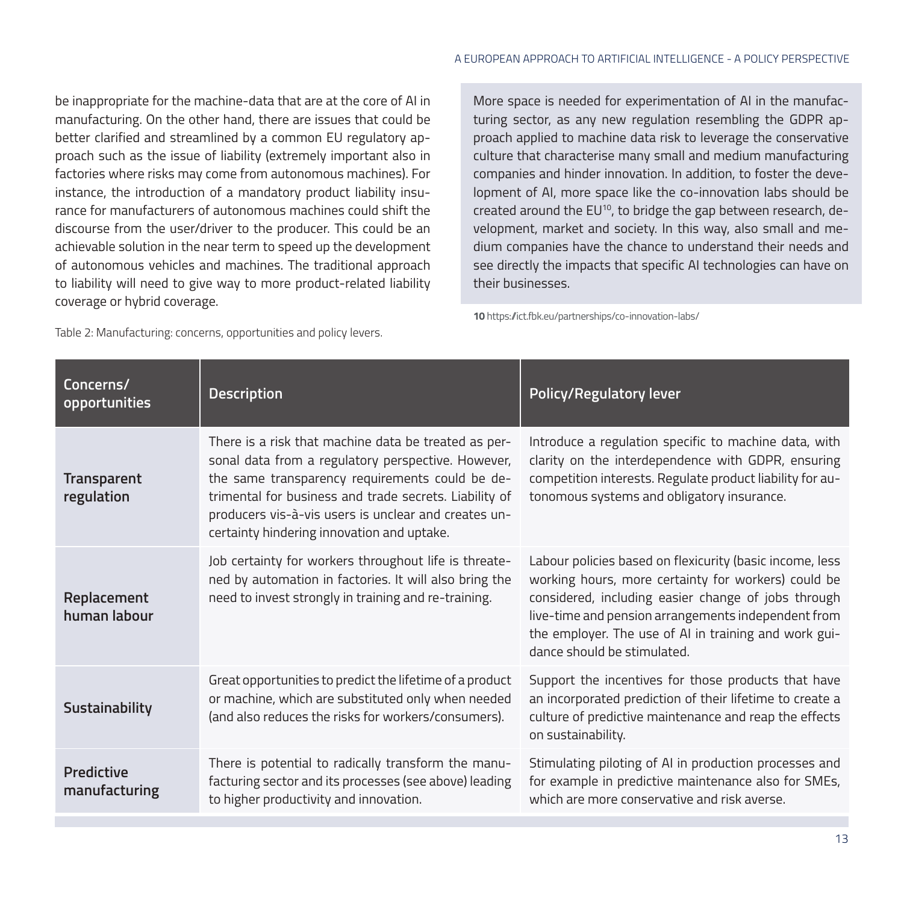be inappropriate for the machine-data that are at the core of AI in manufacturing. On the other hand, there are issues that could be better clarified and streamlined by a common EU regulatory approach such as the issue of liability (extremely important also in factories where risks may come from autonomous machines). For instance, the introduction of a mandatory product liability insurance for manufacturers of autonomous machines could shift the discourse from the user/driver to the producer. This could be an achievable solution in the near term to speed up the development of autonomous vehicles and machines. The traditional approach to liability will need to give way to more product-related liability coverage or hybrid coverage.

More space is needed for experimentation of AI in the manufacturing sector, as any new regulation resembling the GDPR approach applied to machine data risk to leverage the conservative culture that characterise many small and medium manufacturing companies and hinder innovation. In addition, to foster the development of AI, more space like the co-innovation labs should be created around the EU[10], to bridge the gap between research, development, market and society. In this way, also small and medium companies have the chance to understand their needs and see directly the impacts that specific AI technologies can have on their businesses.

**10** https://ict.fbk.eu/partnerships/co-innovation-labs/

Table 2: Manufacturing: concerns, opportunities and policy levers.

| Concerns/ opportunities | Description | Policy/Regulatory lever |
|---|---|---|
| **Transparent regulation** | There is a risk that machine data be treated as personal data from a regulatory perspective. However, the same transparency requirements could be detrimental for business and trade secrets. Liability of producers vis-à-vis users is unclear and creates uncertainty hindering innovation and uptake. | Introduce a regulation specific to machine data, with clarity on the interdependence with GDPR, ensuring competition interests. Regulate product liability for autonomous systems and obligatory insurance. |
| **Replacement human labour** | Job certainty for workers throughout life is threatened by automation in factories. It will also bring the need to invest strongly in training and re-training. | Labour policies based on flexicurity (basic income, less working hours, more certainty for workers) could be considered, including easier change of jobs through live-time and pension arrangements independent from the employer. The use of AI in training and work guidance should be stimulated. |
| **Sustainability** | Great opportunities to predict the lifetime of a product or machine, which are substituted only when needed (and also reduces the risks for workers/consumers). | Support the incentives for those products that have an incorporated prediction of their lifetime to create a culture of predictive maintenance and reap the effects on sustainability. |
| **Predictive manufacturing** | There is potential to radically transform the manufacturing sector and its processes (see above) leading to higher productivity and innovation. | Stimulating piloting of AI in production processes and for example in predictive maintenance also for SMEs, which are more conservative and risk averse. |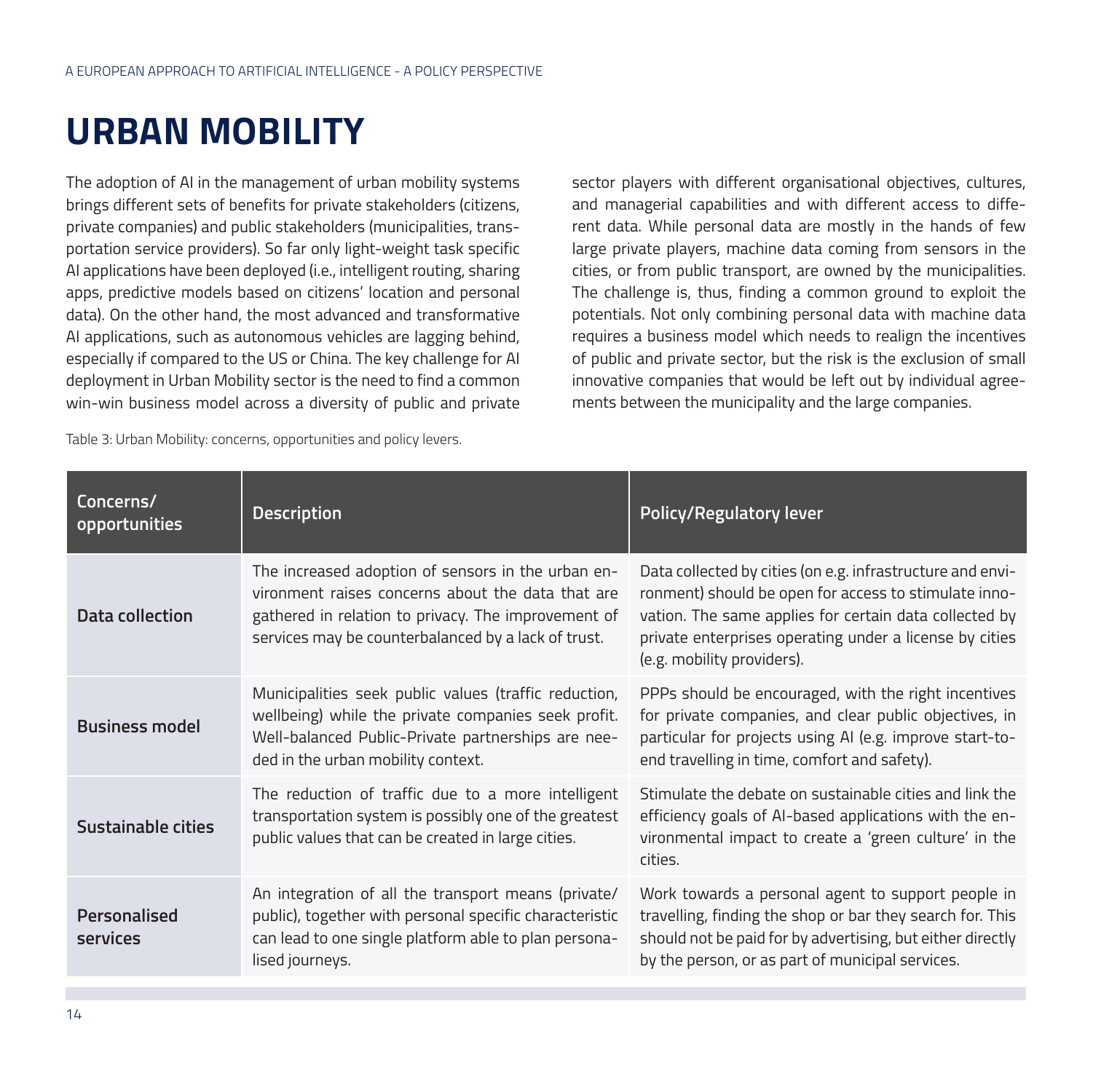# URBAN MOBILITY

The adoption of AI in the management of urban mobility systems brings different sets of benefits for private stakeholders (citizens, private companies) and public stakeholders (municipalities, transportation service providers). So far only light-weight task specific AI applications have been deployed (i.e., intelligent routing, sharing apps, predictive models based on citizens' location and personal data). On the other hand, the most advanced and transformative AI applications, such as autonomous vehicles are lagging behind, especially if compared to the US or China. The key challenge for AI deployment in Urban Mobility sector is the need to find a common win-win business model across a diversity of public and private sector players with different organisational objectives, cultures, and managerial capabilities and with different access to different data. While personal data are mostly in the hands of few large private players, machine data coming from sensors in the cities, or from public transport, are owned by the municipalities. The challenge is, thus, finding a common ground to exploit the potentials. Not only combining personal data with machine data requires a business model which needs to realign the incentives of public and private sector, but the risk is the exclusion of small innovative companies that would be left out by individual agreements between the municipality and the large companies.

Table 3: Urban Mobility: concerns, opportunities and policy levers.

| Concerns/ opportunities | Description | Policy/Regulatory lever |
|---|---|---|
| **Data collection** | The increased adoption of sensors in the urban environment raises concerns about the data that are gathered in relation to privacy. The improvement of services may be counterbalanced by a lack of trust. | Data collected by cities (on e.g. infrastructure and environment) should be open for access to stimulate innovation. The same applies for certain data collected by private enterprises operating under a license by cities (e.g. mobility providers). |
| **Business model** | Municipalities seek public values (traffic reduction, wellbeing) while the private companies seek profit. Well-balanced Public-Private partnerships are needed in the urban mobility context. | PPPs should be encouraged, with the right incentives for private companies, and clear public objectives, in particular for projects using AI (e.g. improve start-to-end travelling in time, comfort and safety). |
| **Sustainable cities** | The reduction of traffic due to a more intelligent transportation system is possibly one of the greatest public values that can be created in large cities. | Stimulate the debate on sustainable cities and link the efficiency goals of AI-based applications with the environmental impact to create a 'green culture' in the cities. |
| **Personalised services** | An integration of all the transport means (private/public), together with personal specific characteristic can lead to one single platform able to plan personalised journeys. | Work towards a personal agent to support people in travelling, finding the shop or bar they search for. This should not be paid for by advertising, but either directly by the person, or as part of municipal services. |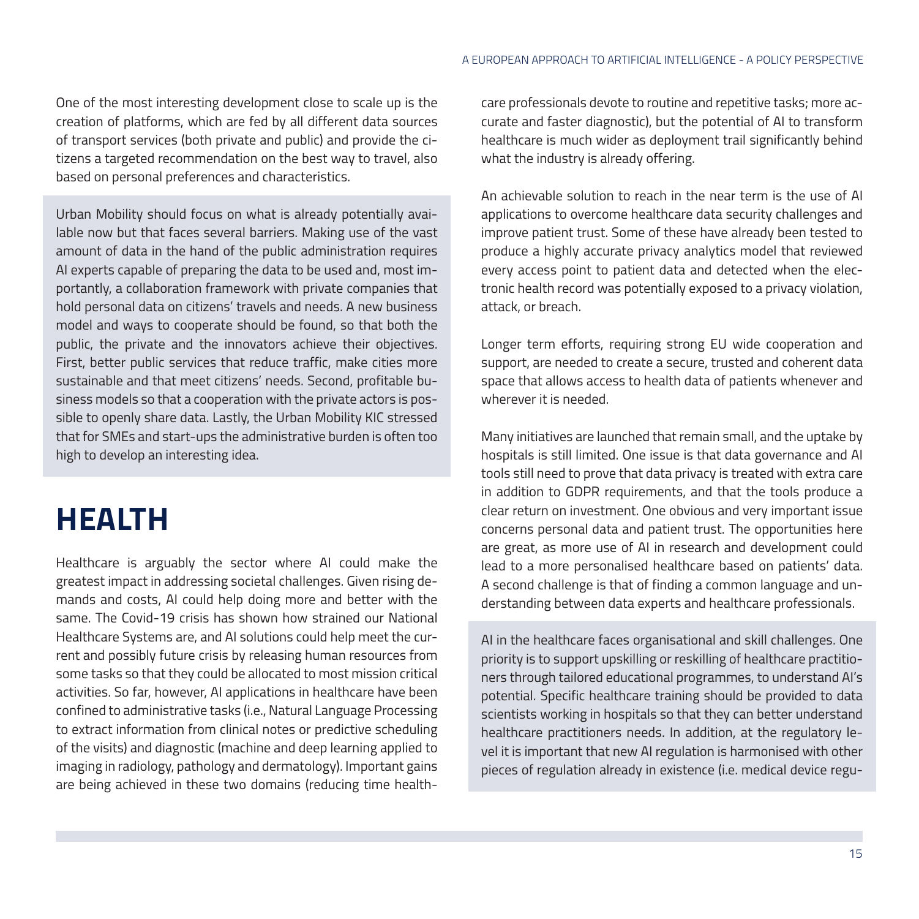One of the most interesting development close to scale up is the creation of platforms, which are fed by all different data sources of transport services (both private and public) and provide the citizens a targeted recommendation on the best way to travel, also based on personal preferences and characteristics.

Urban Mobility should focus on what is already potentially available now but that faces several barriers. Making use of the vast amount of data in the hand of the public administration requires AI experts capable of preparing the data to be used and, most importantly, a collaboration framework with private companies that hold personal data on citizens' travels and needs. A new business model and ways to cooperate should be found, so that both the public, the private and the innovators achieve their objectives. First, better public services that reduce traffic, make cities more sustainable and that meet citizens' needs. Second, profitable business models so that a cooperation with the private actors is possible to openly share data. Lastly, the Urban Mobility KIC stressed that for SMEs and start-ups the administrative burden is often too high to develop an interesting idea.

# HEALTH

Healthcare is arguably the sector where AI could make the greatest impact in addressing societal challenges. Given rising demands and costs, AI could help doing more and better with the same. The Covid-19 crisis has shown how strained our National Healthcare Systems are, and AI solutions could help meet the current and possibly future crisis by releasing human resources from some tasks so that they could be allocated to most mission critical activities. So far, however, AI applications in healthcare have been confined to administrative tasks (i.e., Natural Language Processing to extract information from clinical notes or predictive scheduling of the visits) and diagnostic (machine and deep learning applied to imaging in radiology, pathology and dermatology). Important gains are being achieved in these two domains (reducing time healthcare professionals devote to routine and repetitive tasks; more accurate and faster diagnostic), but the potential of AI to transform healthcare is much wider as deployment trail significantly behind what the industry is already offering.

An achievable solution to reach in the near term is the use of AI applications to overcome healthcare data security challenges and improve patient trust. Some of these have already been tested to produce a highly accurate privacy analytics model that reviewed every access point to patient data and detected when the electronic health record was potentially exposed to a privacy violation, attack, or breach.

Longer term efforts, requiring strong EU wide cooperation and support, are needed to create a secure, trusted and coherent data space that allows access to health data of patients whenever and wherever it is needed.

Many initiatives are launched that remain small, and the uptake by hospitals is still limited. One issue is that data governance and AI tools still need to prove that data privacy is treated with extra care in addition to GDPR requirements, and that the tools produce a clear return on investment. One obvious and very important issue concerns personal data and patient trust. The opportunities here are great, as more use of AI in research and development could lead to a more personalised healthcare based on patients' data. A second challenge is that of finding a common language and understanding between data experts and healthcare professionals.

AI in the healthcare faces organisational and skill challenges. One priority is to support upskilling or reskilling of healthcare practitioners through tailored educational programmes, to understand AI's potential. Specific healthcare training should be provided to data scientists working in hospitals so that they can better understand healthcare practitioners needs. In addition, at the regulatory level it is important that new AI regulation is harmonised with other pieces of regulation already in existence (i.e. medical device regu-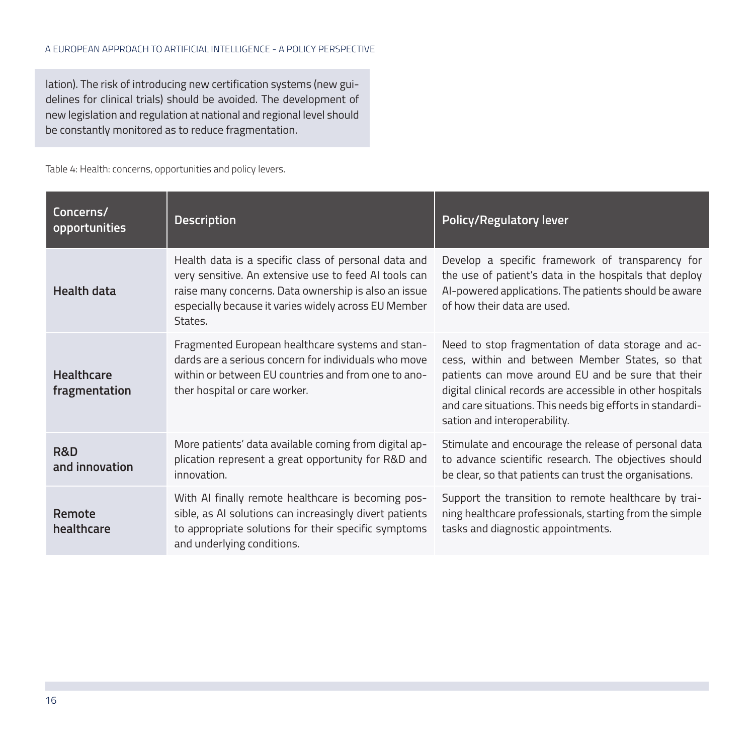lation). The risk of introducing new certification systems (new guidelines for clinical trials) should be avoided. The development of new legislation and regulation at national and regional level should be constantly monitored as to reduce fragmentation.

Table 4: Health: concerns, opportunities and policy levers.

| Concerns/ opportunities | Description | Policy/Regulatory lever |
| --- | --- | --- |
| **Health data** | Health data is a specific class of personal data and very sensitive. An extensive use to feed AI tools can raise many concerns. Data ownership is also an issue especially because it varies widely across EU Member States. | Develop a specific framework of transparency for the use of patient's data in the hospitals that deploy AI-powered applications. The patients should be aware of how their data are used. |
| **Healthcare fragmentation** | Fragmented European healthcare systems and standards are a serious concern for individuals who move within or between EU countries and from one to another hospital or care worker. | Need to stop fragmentation of data storage and access, within and between Member States, so that patients can move around EU and be sure that their digital clinical records are accessible in other hospitals and care situations. This needs big efforts in standardisation and interoperability. |
| **R&D and innovation** | More patients' data available coming from digital application represent a great opportunity for R&D and innovation. | Stimulate and encourage the release of personal data to advance scientific research. The objectives should be clear, so that patients can trust the organisations. |
| **Remote healthcare** | With AI finally remote healthcare is becoming possible, as AI solutions can increasingly divert patients to appropriate solutions for their specific symptoms and underlying conditions. | Support the transition to remote healthcare by training healthcare professionals, starting from the simple tasks and diagnostic appointments. |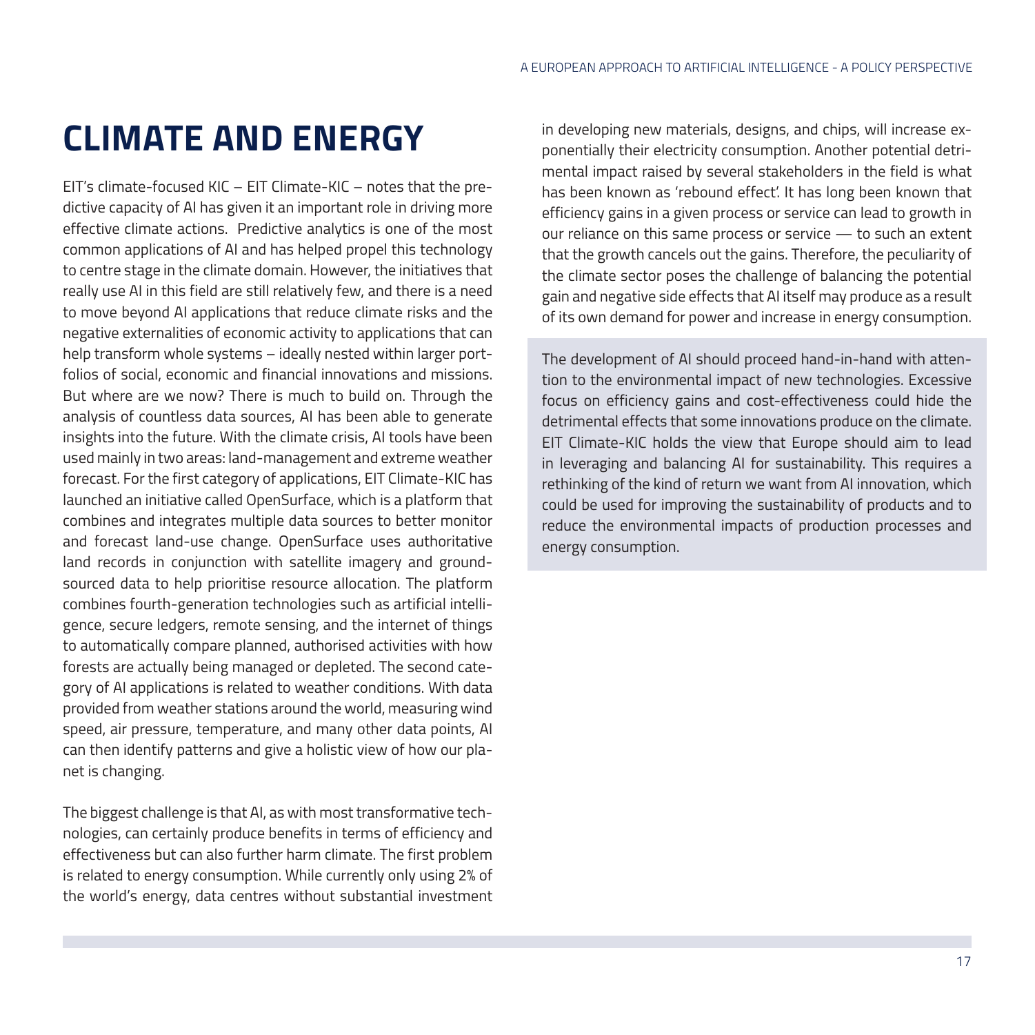# CLIMATE AND ENERGY

EIT's climate-focused KIC – EIT Climate-KIC – notes that the predictive capacity of AI has given it an important role in driving more effective climate actions. Predictive analytics is one of the most common applications of AI and has helped propel this technology to centre stage in the climate domain. However, the initiatives that really use AI in this field are still relatively few, and there is a need to move beyond AI applications that reduce climate risks and the negative externalities of economic activity to applications that can help transform whole systems – ideally nested within larger portfolios of social, economic and financial innovations and missions. But where are we now? There is much to build on. Through the analysis of countless data sources, AI has been able to generate insights into the future. With the climate crisis, AI tools have been used mainly in two areas: land-management and extreme weather forecast. For the first category of applications, EIT Climate-KIC has launched an initiative called OpenSurface, which is a platform that combines and integrates multiple data sources to better monitor and forecast land-use change. OpenSurface uses authoritative land records in conjunction with satellite imagery and ground-sourced data to help prioritise resource allocation. The platform combines fourth-generation technologies such as artificial intelligence, secure ledgers, remote sensing, and the internet of things to automatically compare planned, authorised activities with how forests are actually being managed or depleted. The second category of AI applications is related to weather conditions. With data provided from weather stations around the world, measuring wind speed, air pressure, temperature, and many other data points, AI can then identify patterns and give a holistic view of how our planet is changing.

The biggest challenge is that AI, as with most transformative technologies, can certainly produce benefits in terms of efficiency and effectiveness but can also further harm climate. The first problem is related to energy consumption. While currently only using 2% of the world's energy, data centres without substantial investment in developing new materials, designs, and chips, will increase exponentially their electricity consumption. Another potential detrimental impact raised by several stakeholders in the field is what has been known as 'rebound effect'. It has long been known that efficiency gains in a given process or service can lead to growth in our reliance on this same process or service — to such an extent that the growth cancels out the gains. Therefore, the peculiarity of the climate sector poses the challenge of balancing the potential gain and negative side effects that AI itself may produce as a result of its own demand for power and increase in energy consumption.

The development of AI should proceed hand-in-hand with attention to the environmental impact of new technologies. Excessive focus on efficiency gains and cost-effectiveness could hide the detrimental effects that some innovations produce on the climate. EIT Climate-KIC holds the view that Europe should aim to lead in leveraging and balancing AI for sustainability. This requires a rethinking of the kind of return we want from AI innovation, which could be used for improving the sustainability of products and to reduce the environmental impacts of production processes and energy consumption.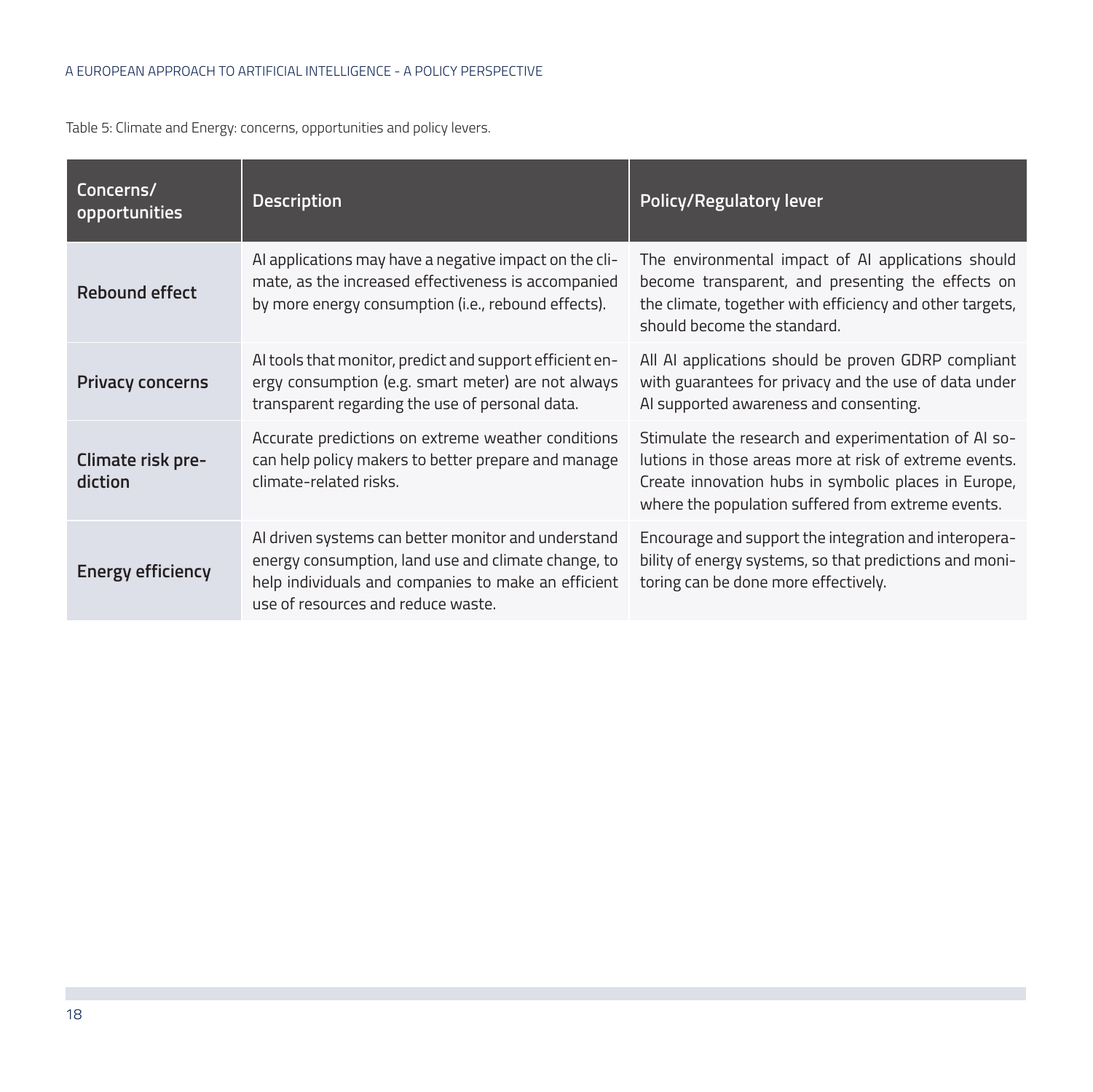Table 5: Climate and Energy: concerns, opportunities and policy levers.

| Concerns/ opportunities | Description | Policy/Regulatory lever |
|---|---|---|
| **Rebound effect** | AI applications may have a negative impact on the climate, as the increased effectiveness is accompanied by more energy consumption (i.e., rebound effects). | The environmental impact of AI applications should become transparent, and presenting the effects on the climate, together with efficiency and other targets, should become the standard. |
| **Privacy concerns** | AI tools that monitor, predict and support efficient energy consumption (e.g. smart meter) are not always transparent regarding the use of personal data. | All AI applications should be proven GDRP compliant with guarantees for privacy and the use of data under AI supported awareness and consenting. |
| **Climate risk prediction** | Accurate predictions on extreme weather conditions can help policy makers to better prepare and manage climate-related risks. | Stimulate the research and experimentation of AI solutions in those areas more at risk of extreme events. Create innovation hubs in symbolic places in Europe, where the population suffered from extreme events. |
| **Energy efficiency** | AI driven systems can better monitor and understand energy consumption, land use and climate change, to help individuals and companies to make an efficient use of resources and reduce waste. | Encourage and support the integration and interoperability of energy systems, so that predictions and monitoring can be done more effectively. |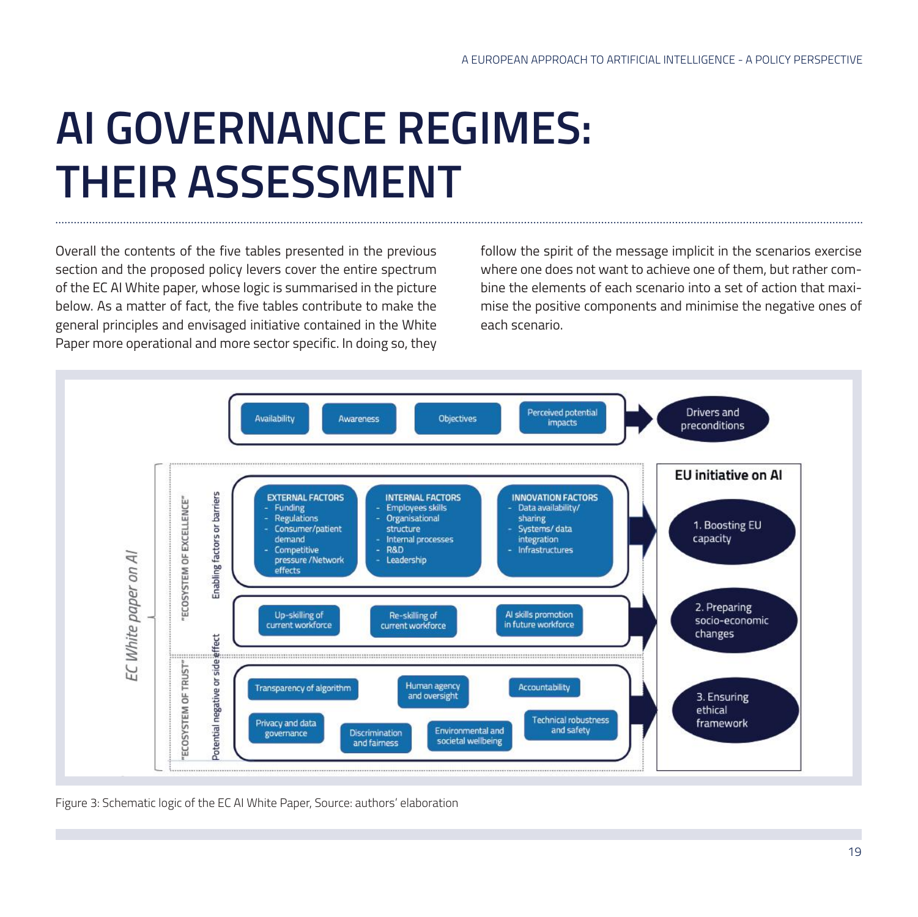# AI GOVERNANCE REGIMES: THEIR ASSESSMENT

Overall the contents of the five tables presented in the previous section and the proposed policy levers cover the entire spectrum of the EC AI White paper, whose logic is summarised in the picture below. As a matter of fact, the five tables contribute to make the general principles and envisaged initiative contained in the White Paper more operational and more sector specific. In doing so, they follow the spirit of the message implicit in the scenarios exercise where one does not want to achieve one of them, but rather combine the elements of each scenario into a set of action that maximise the positive components and minimise the negative ones of each scenario.

**EC White paper on AI**

Availability | Awareness | Objectives | Perceived potential impacts → **Drivers and preconditions**

**EU initiative on AI**

"ECOSYSTEM OF EXCELLENCE"

*Enabling factors or barriers*

- **EXTERNAL FACTORS**
  - Funding
  - Regulations
  - Consumer/patient demand
  - Competitive pressure /Network effects
- **INTERNAL FACTORS**
  - Employees skills
  - Organisational structure
  - Internal processes
  - R&D
  - Leadership
- **INNOVATION FACTORS**
  - Data availability/ sharing
  - Systems/ data integration
  - Infrastructures

→ 1. Boosting EU capacity

Up-skilling of current workforce | Re-skilling of current workforce | AI skills promotion in future workforce

→ 2. Preparing socio-economic changes

"ECOSYSTEM OF TRUST"

*Potential negative or side effect*

Transparency of algorithm | Human agency and oversight | Accountability | Privacy and data governance | Discrimination and fairness | Environmental and societal wellbeing | Technical robustness and safety

→ 3. Ensuring ethical framework

Figure 3: Schematic logic of the EC AI White Paper, Source: authors' elaboration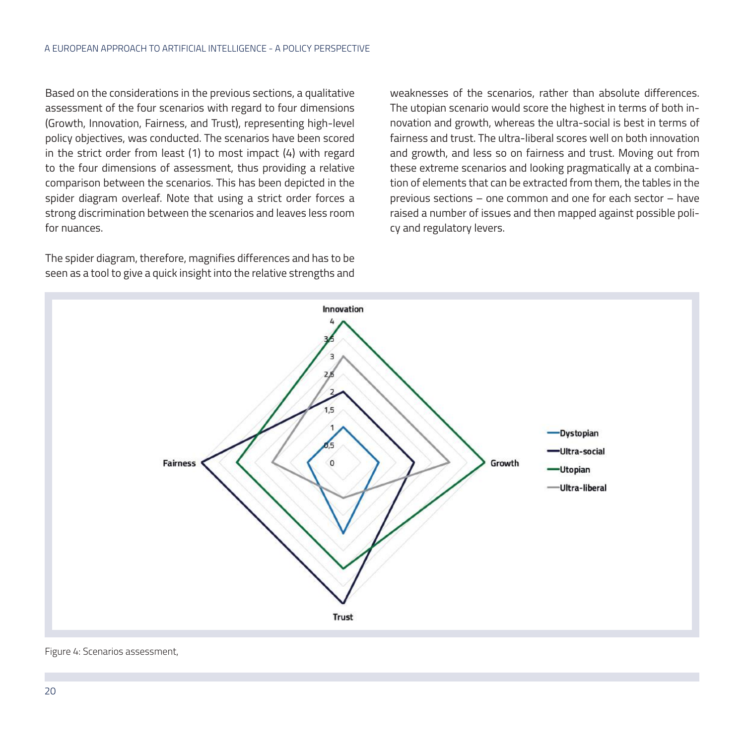Based on the considerations in the previous sections, a qualitative assessment of the four scenarios with regard to four dimensions (Growth, Innovation, Fairness, and Trust), representing high-level policy objectives, was conducted. The scenarios have been scored in the strict order from least (1) to most impact (4) with regard to the four dimensions of assessment, thus providing a relative comparison between the scenarios. This has been depicted in the spider diagram overleaf. Note that using a strict order forces a strong discrimination between the scenarios and leaves less room for nuances.

The spider diagram, therefore, magnifies differences and has to be seen as a tool to give a quick insight into the relative strengths and weaknesses of the scenarios, rather than absolute differences. The utopian scenario would score the highest in terms of both innovation and growth, whereas the ultra-social is best in terms of fairness and trust. The ultra-liberal scores well on both innovation and growth, and less so on fairness and trust. Moving out from these extreme scenarios and looking pragmatically at a combination of elements that can be extracted from them, the tables in the previous sections – one common and one for each sector – have raised a number of issues and then mapped against possible policy and regulatory levers.

Figure 4: Scenarios assessment,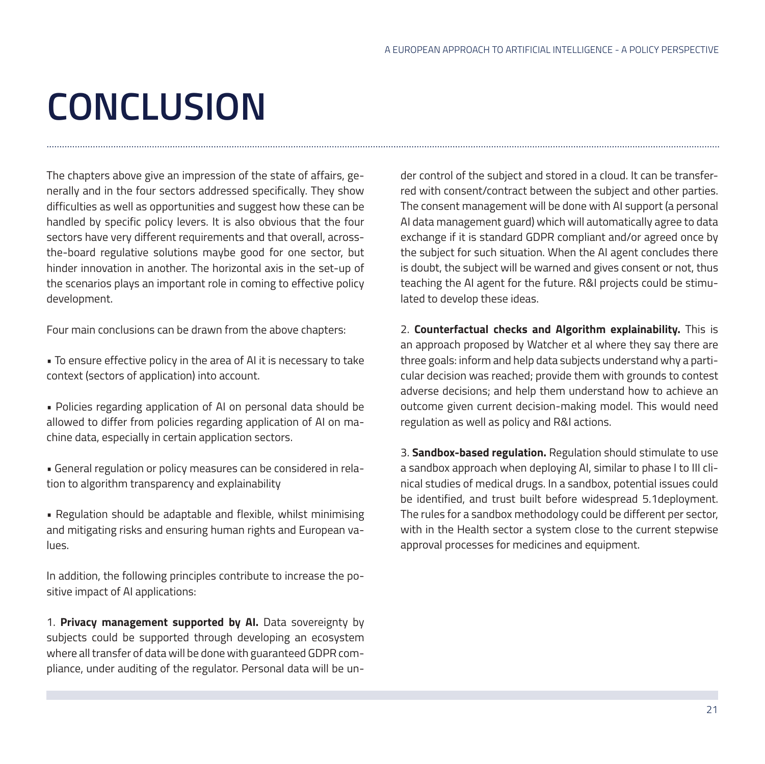# CONCLUSION

The chapters above give an impression of the state of affairs, generally and in the four sectors addressed specifically. They show difficulties as well as opportunities and suggest how these can be handled by specific policy levers. It is also obvious that the four sectors have very different requirements and that overall, across-the-board regulative solutions maybe good for one sector, but hinder innovation in another. The horizontal axis in the set-up of the scenarios plays an important role in coming to effective policy development.

Four main conclusions can be drawn from the above chapters:

- To ensure effective policy in the area of AI it is necessary to take context (sectors of application) into account.
- Policies regarding application of AI on personal data should be allowed to differ from policies regarding application of AI on machine data, especially in certain application sectors.
- General regulation or policy measures can be considered in relation to algorithm transparency and explainability
- Regulation should be adaptable and flexible, whilst minimising and mitigating risks and ensuring human rights and European values.

In addition, the following principles contribute to increase the positive impact of AI applications:

1. **Privacy management supported by AI.** Data sovereignty by subjects could be supported through developing an ecosystem where all transfer of data will be done with guaranteed GDPR compliance, under auditing of the regulator. Personal data will be under control of the subject and stored in a cloud. It can be transferred with consent/contract between the subject and other parties. The consent management will be done with AI support (a personal AI data management guard) which will automatically agree to data exchange if it is standard GDPR compliant and/or agreed once by the subject for such situation. When the AI agent concludes there is doubt, the subject will be warned and gives consent or not, thus teaching the AI agent for the future. R&I projects could be stimulated to develop these ideas.

2. **Counterfactual checks and Algorithm explainability.** This is an approach proposed by Watcher et al where they say there are three goals: inform and help data subjects understand why a particular decision was reached; provide them with grounds to contest adverse decisions; and help them understand how to achieve an outcome given current decision-making model. This would need regulation as well as policy and R&I actions.

3. **Sandbox-based regulation.** Regulation should stimulate to use a sandbox approach when deploying AI, similar to phase I to III clinical studies of medical drugs. In a sandbox, potential issues could be identified, and trust built before widespread 5.1deployment. The rules for a sandbox methodology could be different per sector, with in the Health sector a system close to the current stepwise approval processes for medicines and equipment.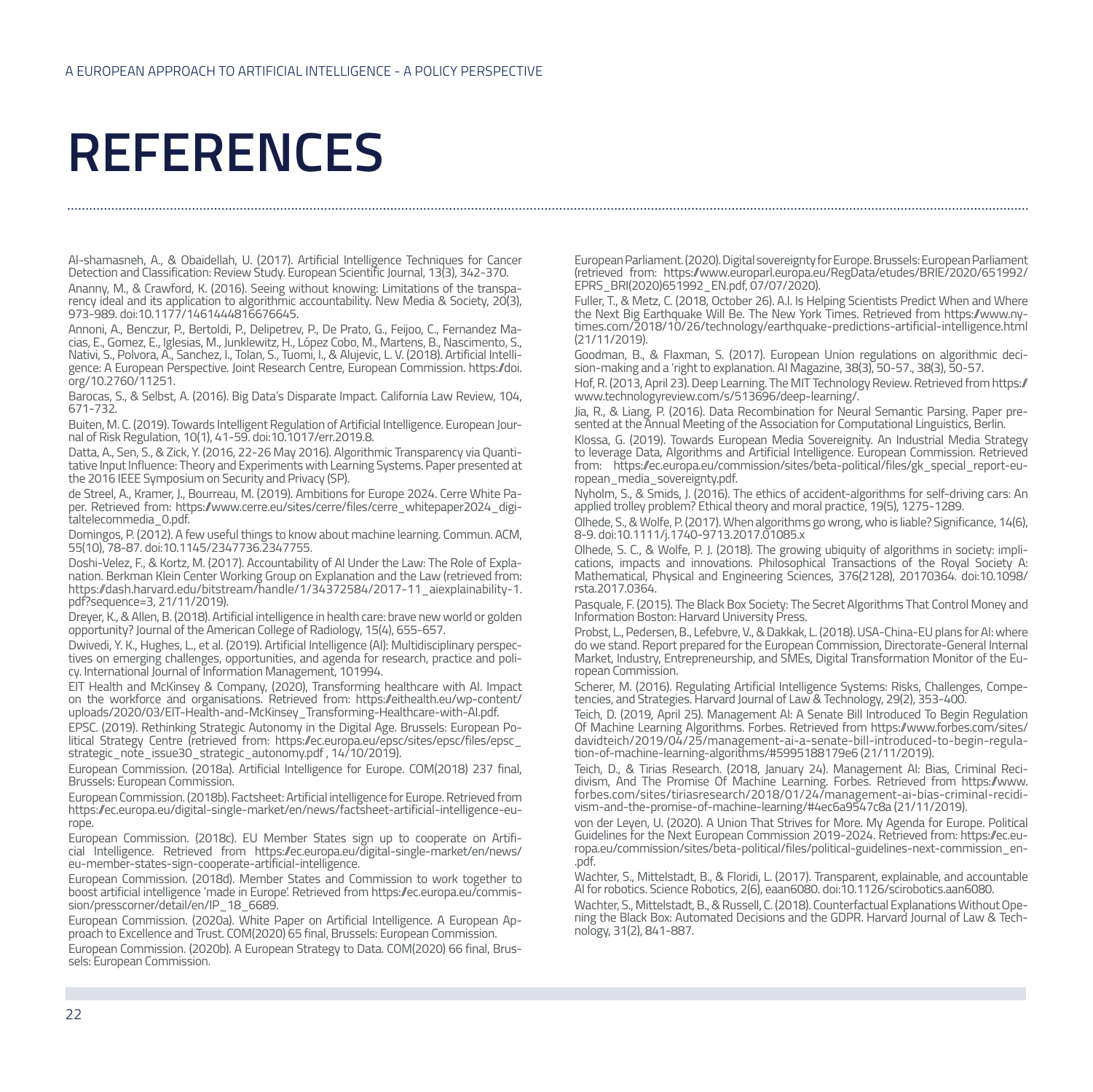# REFERENCES

Al-shamasneh, A., & Obaidellah, U. (2017). Artificial Intelligence Techniques for Cancer Detection and Classification: Review Study. European Scientific Journal, 13(3), 342-370.

Ananny, M., & Crawford, K. (2016). Seeing without knowing: Limitations of the transparency ideal and its application to algorithmic accountability. New Media & Society, 20(3), 973-989. doi:10.1177/1461444816676645.

Annoni, A., Benczur, P., Bertoldi, P., Delipetrev, P., De Prato, G., Feijoo, C., Fernandez Macias, E., Gomez, E., Iglesias, M., Junklewitz, H., López Cobo, M., Martens, B., Nascimento, S., Nativi, S., Polvora, A., Sanchez, I., Tolan, S., Tuomi, I., & Alujevic, L. V. (2018). Artificial Intelligence: A European Perspective. Joint Research Centre, European Commission. https://doi.org/10.2760/11251.

Barocas, S., & Selbst, A. (2016). Big Data's Disparate Impact. California Law Review, 104, 671-732.

Buiten, M. C. (2019). Towards Intelligent Regulation of Artificial Intelligence. European Journal of Risk Regulation, 10(1), 41-59. doi:10.1017/err.2019.8.

Datta, A., Sen, S., & Zick, Y. (2016, 22-26 May 2016). Algorithmic Transparency via Quantitative Input Influence: Theory and Experiments with Learning Systems. Paper presented at the 2016 IEEE Symposium on Security and Privacy (SP).

de Streel, A., Kramer, J., Bourreau, M. (2019). Ambitions for Europe 2024. Cerre White Paper. Retrieved from: https://www.cerre.eu/sites/cerre/files/cerre_whitepaper2024_digitaltelecommedia_0.pdf.

Domingos, P. (2012). A few useful things to know about machine learning. Commun. ACM, 55(10), 78-87. doi:10.1145/2347736.2347755.

Doshi-Velez, F., & Kortz, M. (2017). Accountability of AI Under the Law: The Role of Explanation. Berkman Klein Center Working Group on Explanation and the Law (retrieved from: https://dash.harvard.edu/bitstream/handle/1/34372584/2017-11_aiexplainability-1.pdf?sequence=3, 21/11/2019).

Dreyer, K., & Allen, B. (2018). Artificial intelligence in health care: brave new world or golden opportunity? Journal of the American College of Radiology, 15(4), 655-657.

Dwivedi, Y. K., Hughes, L., et al. (2019). Artificial Intelligence (AI): Multidisciplinary perspectives on emerging challenges, opportunities, and agenda for research, practice and policy. International Journal of Information Management, 101994.

EIT Health and McKinsey & Company, (2020), Transforming healthcare with AI. Impact on the workforce and organisations. Retrieved from: https://eithealth.eu/wp-content/uploads/2020/03/EIT-Health-and-McKinsey_Transforming-Healthcare-with-AI.pdf.

EPSC. (2019). Rethinking Strategic Autonomy in the Digital Age. Brussels: European Political Strategy Centre (retrieved from: https://ec.europa.eu/epsc/sites/epsc/files/epsc_strategic_note_issue30_strategic_autonomy.pdf , 14/10/2019).

European Commission. (2018a). Artificial Intelligence for Europe. COM(2018) 237 final, Brussels: European Commission.

European Commission. (2018b). Factsheet: Artificial intelligence for Europe. Retrieved from https://ec.europa.eu/digital-single-market/en/news/factsheet-artificial-intelligence-europe.

European Commission. (2018c). EU Member States sign up to cooperate on Artificial Intelligence. Retrieved from https://ec.europa.eu/digital-single-market/en/news/eu-member-states-sign-cooperate-artificial-intelligence.

European Commission. (2018d). Member States and Commission to work together to boost artificial intelligence 'made in Europe'. Retrieved from https://ec.europa.eu/commission/presscorner/detail/en/IP_18_6689.

European Commission. (2020a). White Paper on Artificial Intelligence. A European Approach to Excellence and Trust. COM(2020) 65 final, Brussels: European Commission.

European Commission. (2020b). A European Strategy to Data. COM(2020) 66 final, Brussels: European Commission.

European Parliament. (2020). Digital sovereignty for Europe. Brussels: European Parliament (retrieved from: https://www.europarl.europa.eu/RegData/etudes/BRIE/2020/651992/EPRS_BRI(2020)651992_EN.pdf, 07/07/2020).

Fuller, T., & Metz, C. (2018, October 26). A.I. Is Helping Scientists Predict When and Where the Next Big Earthquake Will Be. The New York Times. Retrieved from https://www.nytimes.com/2018/10/26/technology/earthquake-predictions-artificial-intelligence.html (21/11/2019).

Goodman, B., & Flaxman, S. (2017). European Union regulations on algorithmic decision-making and a 'right to explanation. AI Magazine, 38(3), 50-57., 38(3), 50-57.

Hof, R. (2013, April 23). Deep Learning. The MIT Technology Review. Retrieved from https://www.technologyreview.com/s/513696/deep-learning/.

Jia, R., & Liang, P. (2016). Data Recombination for Neural Semantic Parsing. Paper presented at the Annual Meeting of the Association for Computational Linguistics, Berlin.

Klossa, G. (2019). Towards European Media Sovereignty. An Industrial Media Strategy to leverage Data, Algorithms and Artificial Intelligence. European Commission. Retrieved from: https://ec.europa.eu/commission/sites/beta-political/files/gk_special_report-european_media_sovereignty.pdf.

Nyholm, S., & Smids, J. (2016). The ethics of accident-algorithms for self-driving cars: An applied trolley problem? Ethical theory and moral practice, 19(5), 1275-1289.

Olhede, S., & Wolfe, P. (2017). When algorithms go wrong, who is liable? Significance, 14(6), 8-9. doi:10.1111/j.1740-9713.2017.01085.x

Olhede, S. C., & Wolfe, P. J. (2018). The growing ubiquity of algorithms in society: implications, impacts and innovations. Philosophical Transactions of the Royal Society A: Mathematical, Physical and Engineering Sciences, 376(2128), 20170364. doi:10.1098/rsta.2017.0364.

Pasquale, F. (2015). The Black Box Society: The Secret Algorithms That Control Money and Information Boston: Harvard University Press.

Probst, L., Pedersen, B., Lefebvre, V., & Dakkak, L. (2018). USA-China-EU plans for AI: where do we stand. Report prepared for the European Commission, Directorate-General Internal Market, Industry, Entrepreneurship, and SMEs, Digital Transformation Monitor of the European Commission.

Scherer, M. (2016). Regulating Artificial Intelligence Systems: Risks, Challenges, Competencies, and Strategies. Harvard Journal of Law & Technology, 29(2), 353-400.

Teich, D. (2019, April 25). Management AI: A Senate Bill Introduced To Begin Regulation Of Machine Learning Algorithms. Forbes. Retrieved from https://www.forbes.com/sites/davidteich/2019/04/25/management-ai-a-senate-bill-introduced-to-begin-regulation-of-machine-learning-algorithms/#5995188179e6 (21/11/2019).

Teich, D., & Tirias Research. (2018, January 24). Management AI: Bias, Criminal Recidivism, And The Promise Of Machine Learning. Forbes. Retrieved from https://www.forbes.com/sites/tiriasresearch/2018/01/24/management-ai-bias-criminal-recidivism-and-the-promise-of-machine-learning/#4ec6a9547c8a (21/11/2019).

von der Leyen, U. (2020). A Union That Strives for More. My Agenda for Europe. Political Guidelines for the Next European Commission 2019-2024. Retrieved from: https://ec.europa.eu/commission/sites/beta-political/files/political-guidelines-next-commission_en-.pdf.

Wachter, S., Mittelstadt, B., & Floridi, L. (2017). Transparent, explainable, and accountable AI for robotics. Science Robotics, 2(6), eaan6080. doi:10.1126/scirobotics.aan6080.

Wachter, S., Mittelstadt, B., & Russell, C. (2018). Counterfactual Explanations Without Opening the Black Box: Automated Decisions and the GDPR. Harvard Journal of Law & Technology, 31(2), 841-887.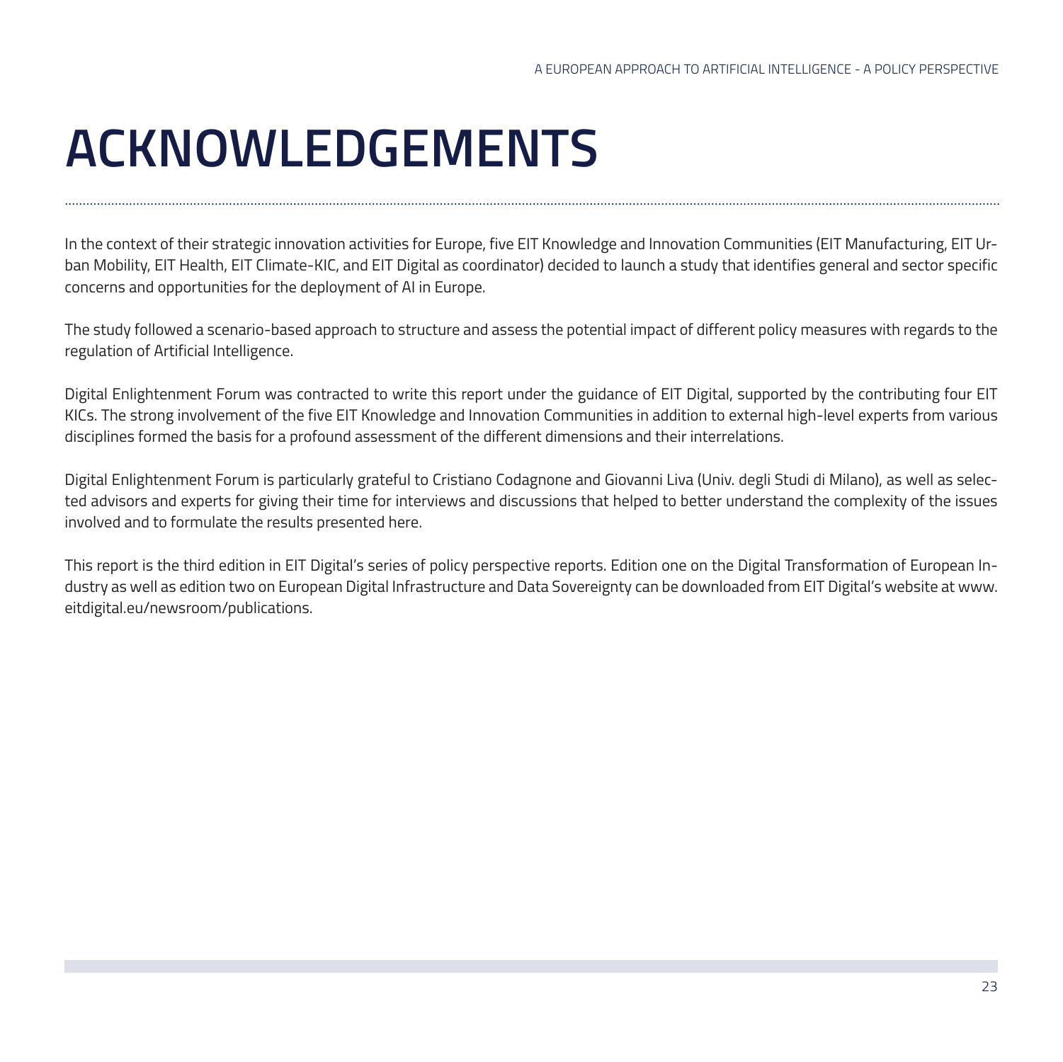# ACKNOWLEDGEMENTS

In the context of their strategic innovation activities for Europe, five EIT Knowledge and Innovation Communities (EIT Manufacturing, EIT Urban Mobility, EIT Health, EIT Climate-KIC, and EIT Digital as coordinator) decided to launch a study that identifies general and sector specific concerns and opportunities for the deployment of AI in Europe.

The study followed a scenario-based approach to structure and assess the potential impact of different policy measures with regards to the regulation of Artificial Intelligence.

Digital Enlightenment Forum was contracted to write this report under the guidance of EIT Digital, supported by the contributing four EIT KICs. The strong involvement of the five EIT Knowledge and Innovation Communities in addition to external high-level experts from various disciplines formed the basis for a profound assessment of the different dimensions and their interrelations.

Digital Enlightenment Forum is particularly grateful to Cristiano Codagnone and Giovanni Liva (Univ. degli Studi di Milano), as well as selected advisors and experts for giving their time for interviews and discussions that helped to better understand the complexity of the issues involved and to formulate the results presented here.

This report is the third edition in EIT Digital's series of policy perspective reports. Edition one on the Digital Transformation of European Industry as well as edition two on European Digital Infrastructure and Data Sovereignty can be downloaded from EIT Digital's website at www.eitdigital.eu/newsroom/publications.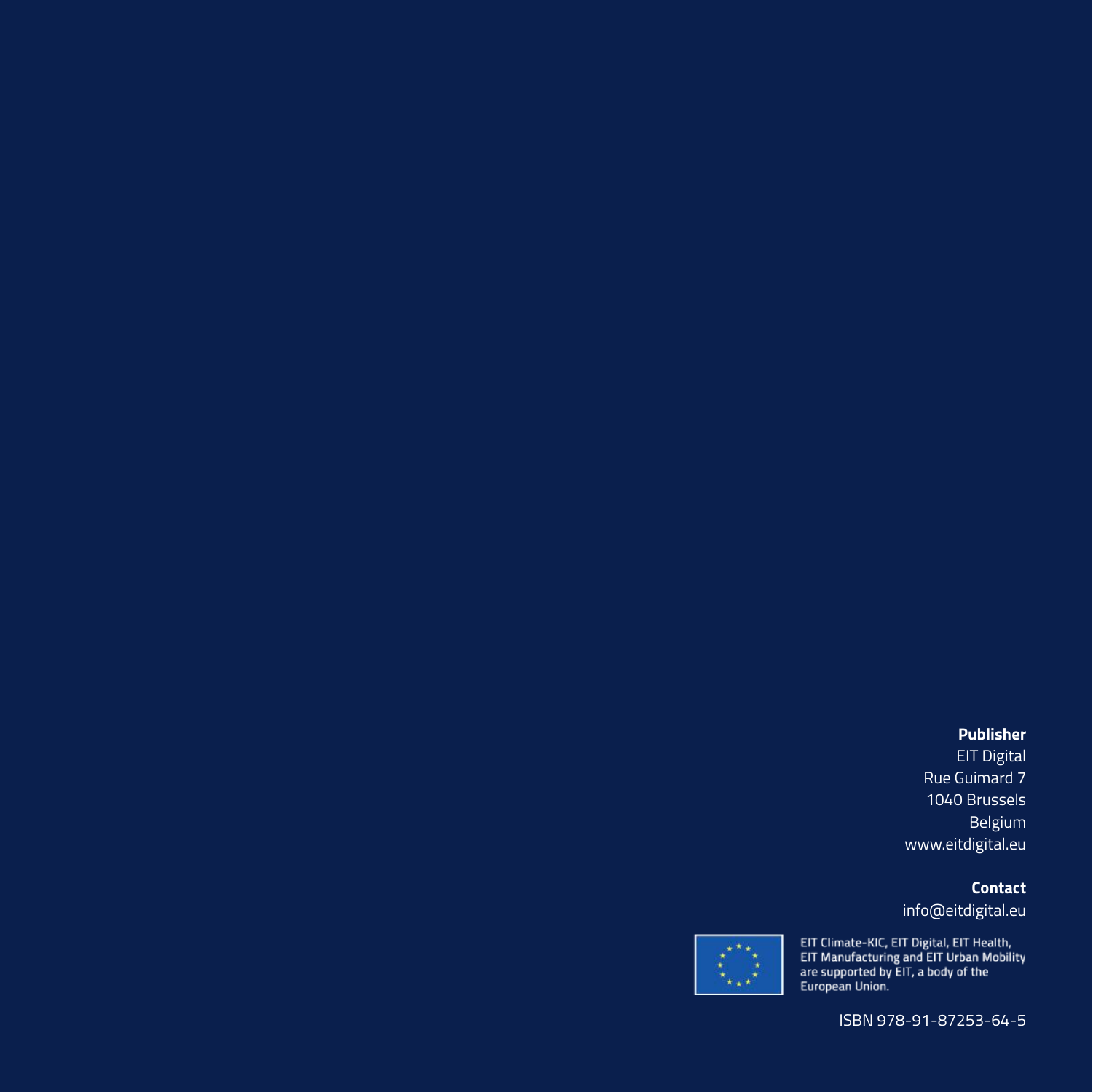**Publisher**

EIT Digital
Rue Guimard 7
1040 Brussels
Belgium
www.eitdigital.eu

**Contact**

info@eitdigital.eu

EIT Climate-KIC, EIT Digital, EIT Health, EIT Manufacturing and EIT Urban Mobility are supported by EIT, a body of the European Union.

ISBN 978-91-87253-64-5